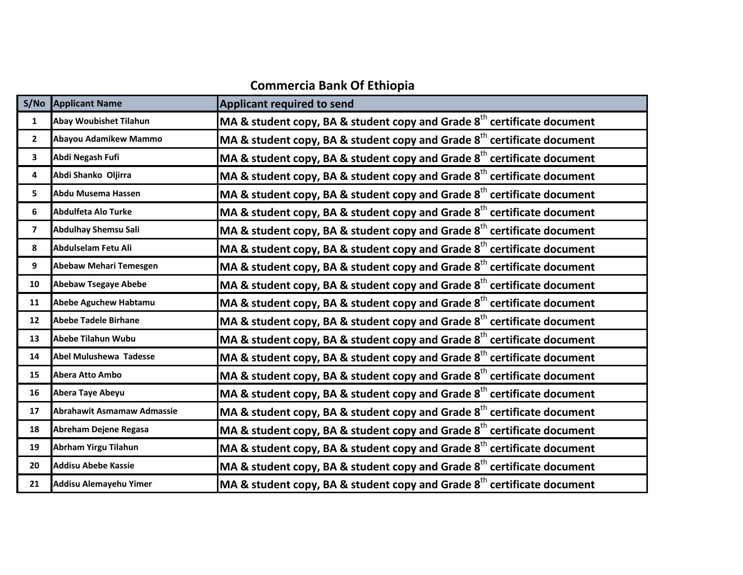# Commercia Bank Of Ethiopia

| S/No | Applicant Name | Applicant required to send |
|---|---|---|
| 1 | Abay Woubishet Tilahun | MA & student copy, BA & student copy and Grade 8th certificate document |
| 2 | Abayou Adamikew Mammo | MA & student copy, BA & student copy and Grade 8th certificate document |
| 3 | Abdi Negash Fufi | MA & student copy, BA & student copy and Grade 8th certificate document |
| 4 | Abdi Shanko Oljirra | MA & student copy, BA & student copy and Grade 8th certificate document |
| 5 | Abdu Musema Hassen | MA & student copy, BA & student copy and Grade 8th certificate document |
| 6 | Abdulfeta Alo Turke | MA & student copy, BA & student copy and Grade 8th certificate document |
| 7 | Abdulhay Shemsu Sali | MA & student copy, BA & student copy and Grade 8th certificate document |
| 8 | Abdulselam Fetu Ali | MA & student copy, BA & student copy and Grade 8th certificate document |
| 9 | Abebaw Mehari Temesgen | MA & student copy, BA & student copy and Grade 8th certificate document |
| 10 | Abebaw Tsegaye Abebe | MA & student copy, BA & student copy and Grade 8th certificate document |
| 11 | Abebe Aguchew Habtamu | MA & student copy, BA & student copy and Grade 8th certificate document |
| 12 | Abebe Tadele Birhane | MA & student copy, BA & student copy and Grade 8th certificate document |
| 13 | Abebe Tilahun Wubu | MA & student copy, BA & student copy and Grade 8th certificate document |
| 14 | Abel Mulushewa Tadesse | MA & student copy, BA & student copy and Grade 8th certificate document |
| 15 | Abera Atto Ambo | MA & student copy, BA & student copy and Grade 8th certificate document |
| 16 | Abera Taye Abeyu | MA & student copy, BA & student copy and Grade 8th certificate document |
| 17 | Abrahawit Asmamaw Admassie | MA & student copy, BA & student copy and Grade 8th certificate document |
| 18 | Abreham Dejene Regasa | MA & student copy, BA & student copy and Grade 8th certificate document |
| 19 | Abrham Yirgu Tilahun | MA & student copy, BA & student copy and Grade 8th certificate document |
| 20 | Addisu Abebe Kassie | MA & student copy, BA & student copy and Grade 8th certificate document |
| 21 | Addisu Alemayehu Yimer | MA & student copy, BA & student copy and Grade 8th certificate document |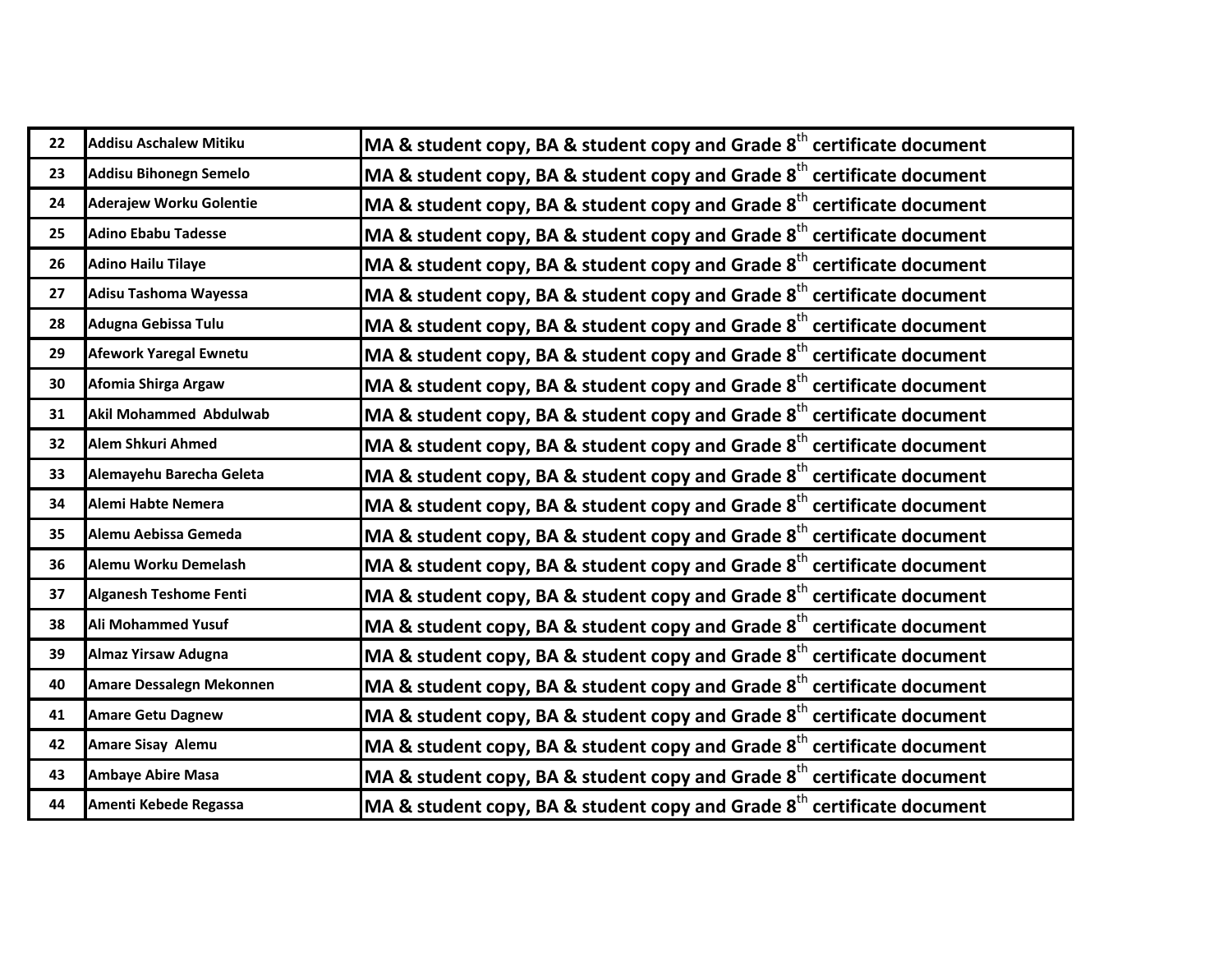| | | |
|---|---|---|
| 22 | Addisu Aschalew Mitiku | MA & student copy, BA & student copy and Grade $8^{th}$ certificate document |
| 23 | Addisu Bihonegn Semelo | MA & student copy, BA & student copy and Grade $8^{th}$ certificate document |
| 24 | Aderajew Worku Golentie | MA & student copy, BA & student copy and Grade $8^{th}$ certificate document |
| 25 | Adino Ebabu Tadesse | MA & student copy, BA & student copy and Grade $8^{th}$ certificate document |
| 26 | Adino Hailu Tilaye | MA & student copy, BA & student copy and Grade $8^{th}$ certificate document |
| 27 | Adisu Tashoma Wayessa | MA & student copy, BA & student copy and Grade $8^{th}$ certificate document |
| 28 | Adugna Gebissa Tulu | MA & student copy, BA & student copy and Grade $8^{th}$ certificate document |
| 29 | Afework Yaregal Ewnetu | MA & student copy, BA & student copy and Grade $8^{th}$ certificate document |
| 30 | Afomia Shirga Argaw | MA & student copy, BA & student copy and Grade $8^{th}$ certificate document |
| 31 | Akil Mohammed Abdulwab | MA & student copy, BA & student copy and Grade $8^{th}$ certificate document |
| 32 | Alem Shkuri Ahmed | MA & student copy, BA & student copy and Grade $8^{th}$ certificate document |
| 33 | Alemayehu Barecha Geleta | MA & student copy, BA & student copy and Grade $8^{th}$ certificate document |
| 34 | Alemi Habte Nemera | MA & student copy, BA & student copy and Grade $8^{th}$ certificate document |
| 35 | Alemu Aebissa Gemeda | MA & student copy, BA & student copy and Grade $8^{th}$ certificate document |
| 36 | Alemu Worku Demelash | MA & student copy, BA & student copy and Grade $8^{th}$ certificate document |
| 37 | Alganesh Teshome Fenti | MA & student copy, BA & student copy and Grade $8^{th}$ certificate document |
| 38 | Ali Mohammed Yusuf | MA & student copy, BA & student copy and Grade $8^{th}$ certificate document |
| 39 | Almaz Yirsaw Adugna | MA & student copy, BA & student copy and Grade $8^{th}$ certificate document |
| 40 | Amare Dessalegn Mekonnen | MA & student copy, BA & student copy and Grade $8^{th}$ certificate document |
| 41 | Amare Getu Dagnew | MA & student copy, BA & student copy and Grade $8^{th}$ certificate document |
| 42 | Amare Sisay Alemu | MA & student copy, BA & student copy and Grade $8^{th}$ certificate document |
| 43 | Ambaye Abire Masa | MA & student copy, BA & student copy and Grade $8^{th}$ certificate document |
| 44 | Amenti Kebede Regassa | MA & student copy, BA & student copy and Grade $8^{th}$ certificate document |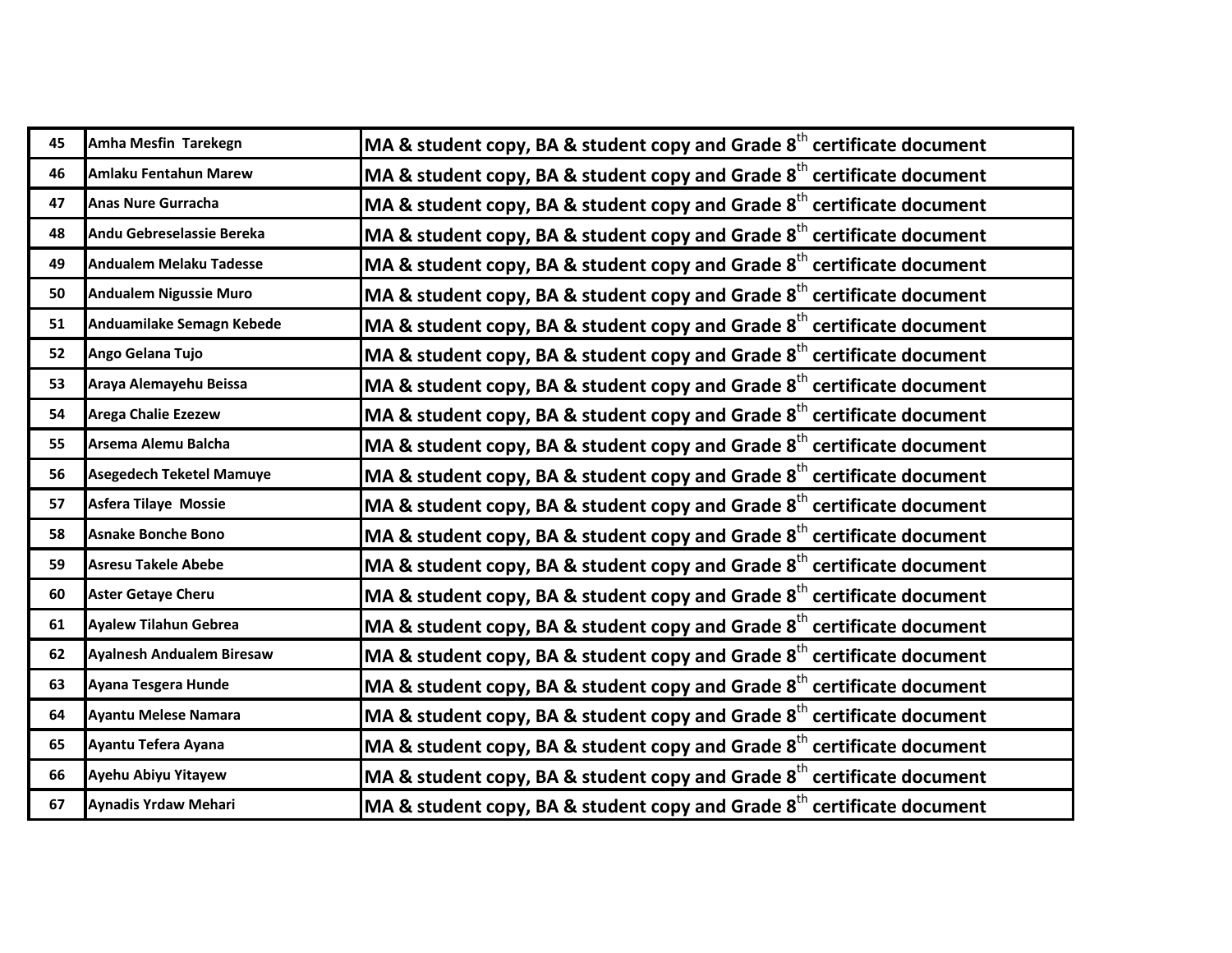| | | |
|---|---|---|
| 45 | Amha Mesfin Tarekegn | MA & student copy, BA & student copy and Grade 8th certificate document |
| 46 | Amlaku Fentahun Marew | MA & student copy, BA & student copy and Grade 8th certificate document |
| 47 | Anas Nure Gurracha | MA & student copy, BA & student copy and Grade 8th certificate document |
| 48 | Andu Gebreselassie Bereka | MA & student copy, BA & student copy and Grade 8th certificate document |
| 49 | Andualem Melaku Tadesse | MA & student copy, BA & student copy and Grade 8th certificate document |
| 50 | Andualem Nigussie Muro | MA & student copy, BA & student copy and Grade 8th certificate document |
| 51 | Anduamilake Semagn Kebede | MA & student copy, BA & student copy and Grade 8th certificate document |
| 52 | Ango Gelana Tujo | MA & student copy, BA & student copy and Grade 8th certificate document |
| 53 | Araya Alemayehu Beissa | MA & student copy, BA & student copy and Grade 8th certificate document |
| 54 | Arega Chalie Ezezew | MA & student copy, BA & student copy and Grade 8th certificate document |
| 55 | Arsema Alemu Balcha | MA & student copy, BA & student copy and Grade 8th certificate document |
| 56 | Asegedech Teketel Mamuye | MA & student copy, BA & student copy and Grade 8th certificate document |
| 57 | Asfera Tilaye Mossie | MA & student copy, BA & student copy and Grade 8th certificate document |
| 58 | Asnake Bonche Bono | MA & student copy, BA & student copy and Grade 8th certificate document |
| 59 | Asresu Takele Abebe | MA & student copy, BA & student copy and Grade 8th certificate document |
| 60 | Aster Getaye Cheru | MA & student copy, BA & student copy and Grade 8th certificate document |
| 61 | Ayalew Tilahun Gebrea | MA & student copy, BA & student copy and Grade 8th certificate document |
| 62 | Ayalnesh Andualem Biresaw | MA & student copy, BA & student copy and Grade 8th certificate document |
| 63 | Ayana Tesgera Hunde | MA & student copy, BA & student copy and Grade 8th certificate document |
| 64 | Ayantu Melese Namara | MA & student copy, BA & student copy and Grade 8th certificate document |
| 65 | Ayantu Tefera Ayana | MA & student copy, BA & student copy and Grade 8th certificate document |
| 66 | Ayehu Abiyu Yitayew | MA & student copy, BA & student copy and Grade 8th certificate document |
| 67 | Aynadis Yrdaw Mehari | MA & student copy, BA & student copy and Grade 8th certificate document |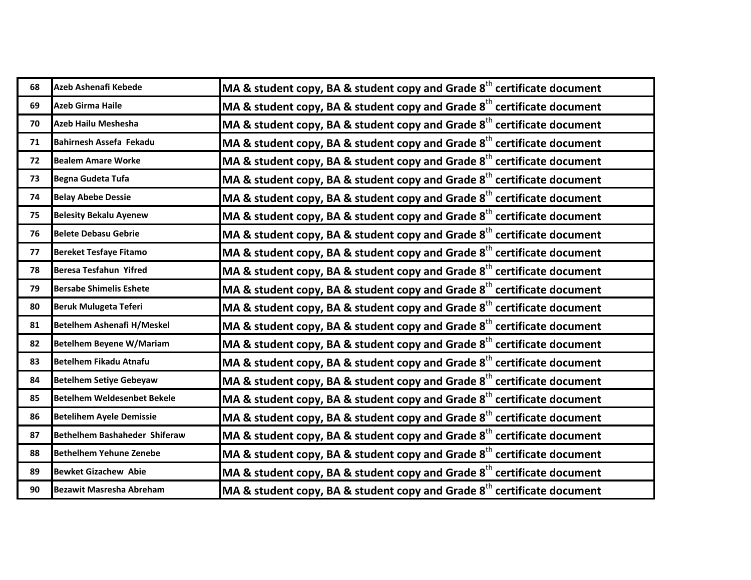| | | |
|---|---|---|
| 68 | Azeb Ashenafi Kebede | MA & student copy, BA & student copy and Grade 8th certificate document |
| 69 | Azeb Girma Haile | MA & student copy, BA & student copy and Grade 8th certificate document |
| 70 | Azeb Hailu Meshesha | MA & student copy, BA & student copy and Grade 8th certificate document |
| 71 | Bahirnesh Assefa Fekadu | MA & student copy, BA & student copy and Grade 8th certificate document |
| 72 | Bealem Amare Worke | MA & student copy, BA & student copy and Grade 8th certificate document |
| 73 | Begna Gudeta Tufa | MA & student copy, BA & student copy and Grade 8th certificate document |
| 74 | Belay Abebe Dessie | MA & student copy, BA & student copy and Grade 8th certificate document |
| 75 | Belesity Bekalu Ayenew | MA & student copy, BA & student copy and Grade 8th certificate document |
| 76 | Belete Debasu Gebrie | MA & student copy, BA & student copy and Grade 8th certificate document |
| 77 | Bereket Tesfaye Fitamo | MA & student copy, BA & student copy and Grade 8th certificate document |
| 78 | Beresa Tesfahun Yifred | MA & student copy, BA & student copy and Grade 8th certificate document |
| 79 | Bersabe Shimelis Eshete | MA & student copy, BA & student copy and Grade 8th certificate document |
| 80 | Beruk Mulugeta Teferi | MA & student copy, BA & student copy and Grade 8th certificate document |
| 81 | Betelhem Ashenafi H/Meskel | MA & student copy, BA & student copy and Grade 8th certificate document |
| 82 | Betelhem Beyene W/Mariam | MA & student copy, BA & student copy and Grade 8th certificate document |
| 83 | Betelhem Fikadu Atnafu | MA & student copy, BA & student copy and Grade 8th certificate document |
| 84 | Betelhem Setiye Gebeyaw | MA & student copy, BA & student copy and Grade 8th certificate document |
| 85 | Betelhem Weldesenbet Bekele | MA & student copy, BA & student copy and Grade 8th certificate document |
| 86 | Betelihem Ayele Demissie | MA & student copy, BA & student copy and Grade 8th certificate document |
| 87 | Bethelhem Bashaheder Shiferaw | MA & student copy, BA & student copy and Grade 8th certificate document |
| 88 | Bethelhem Yehune Zenebe | MA & student copy, BA & student copy and Grade 8th certificate document |
| 89 | Bewket Gizachew Abie | MA & student copy, BA & student copy and Grade 8th certificate document |
| 90 | Bezawit Masresha Abreham | MA & student copy, BA & student copy and Grade 8th certificate document |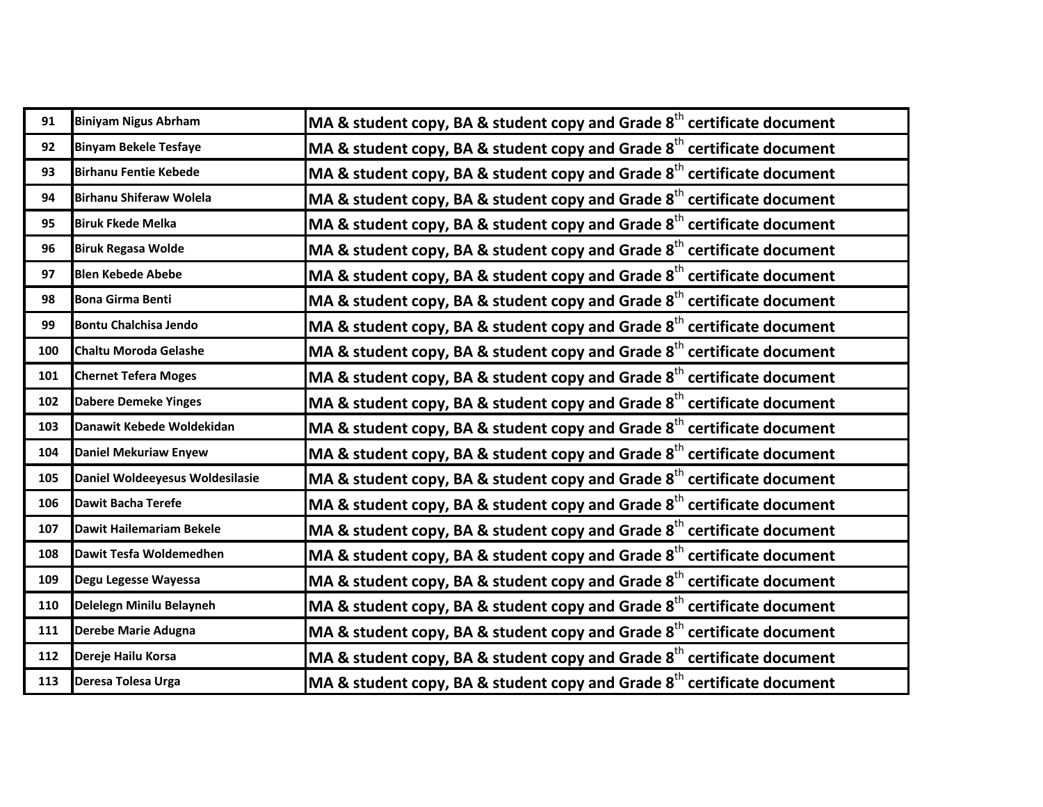| | | |
|---|---|---|
| 91 | Biniyam Nigus Abrham | MA & student copy, BA & student copy and Grade 8th certificate document |
| 92 | Binyam Bekele Tesfaye | MA & student copy, BA & student copy and Grade 8th certificate document |
| 93 | Birhanu Fentie Kebede | MA & student copy, BA & student copy and Grade 8th certificate document |
| 94 | Birhanu Shiferaw Wolela | MA & student copy, BA & student copy and Grade 8th certificate document |
| 95 | Biruk Fkede Melka | MA & student copy, BA & student copy and Grade 8th certificate document |
| 96 | Biruk Regasa Wolde | MA & student copy, BA & student copy and Grade 8th certificate document |
| 97 | Blen Kebede Abebe | MA & student copy, BA & student copy and Grade 8th certificate document |
| 98 | Bona Girma Benti | MA & student copy, BA & student copy and Grade 8th certificate document |
| 99 | Bontu Chalchisa Jendo | MA & student copy, BA & student copy and Grade 8th certificate document |
| 100 | Chaltu Moroda Gelashe | MA & student copy, BA & student copy and Grade 8th certificate document |
| 101 | Chernet Tefera Moges | MA & student copy, BA & student copy and Grade 8th certificate document |
| 102 | Dabere Demeke Yinges | MA & student copy, BA & student copy and Grade 8th certificate document |
| 103 | Danawit Kebede Woldekidan | MA & student copy, BA & student copy and Grade 8th certificate document |
| 104 | Daniel Mekuriaw Enyew | MA & student copy, BA & student copy and Grade 8th certificate document |
| 105 | Daniel Woldeeyesus Woldesilasie | MA & student copy, BA & student copy and Grade 8th certificate document |
| 106 | Dawit Bacha Terefe | MA & student copy, BA & student copy and Grade 8th certificate document |
| 107 | Dawit Hailemariam Bekele | MA & student copy, BA & student copy and Grade 8th certificate document |
| 108 | Dawit Tesfa Woldemedhen | MA & student copy, BA & student copy and Grade 8th certificate document |
| 109 | Degu Legesse Wayessa | MA & student copy, BA & student copy and Grade 8th certificate document |
| 110 | Delelegn Minilu Belayneh | MA & student copy, BA & student copy and Grade 8th certificate document |
| 111 | Derebe Marie Adugna | MA & student copy, BA & student copy and Grade 8th certificate document |
| 112 | Dereje Hailu Korsa | MA & student copy, BA & student copy and Grade 8th certificate document |
| 113 | Deresa Tolesa Urga | MA & student copy, BA & student copy and Grade 8th certificate document |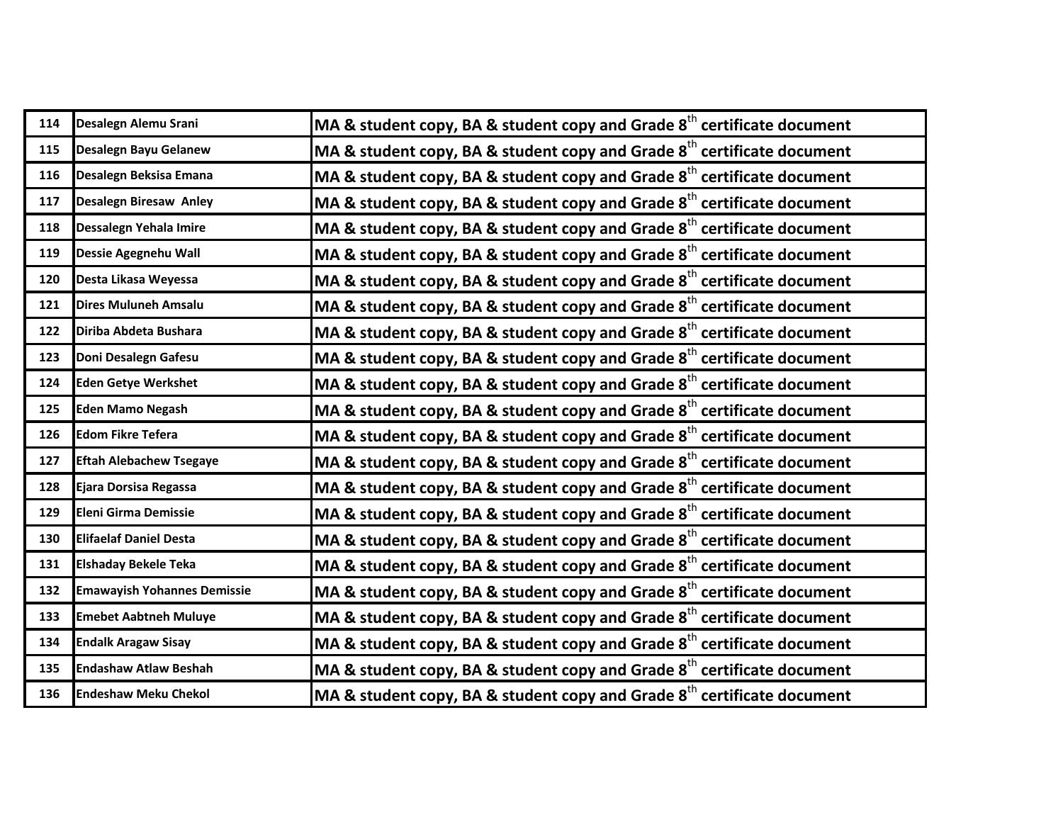| | | |
|---|---|---|
| 114 | Desalegn Alemu Srani | MA & student copy, BA & student copy and Grade 8$^{th}$ certificate document |
| 115 | Desalegn Bayu Gelanew | MA & student copy, BA & student copy and Grade 8$^{th}$ certificate document |
| 116 | Desalegn Beksisa Emana | MA & student copy, BA & student copy and Grade 8$^{th}$ certificate document |
| 117 | Desalegn Biresaw Anley | MA & student copy, BA & student copy and Grade 8$^{th}$ certificate document |
| 118 | Dessalegn Yehala Imire | MA & student copy, BA & student copy and Grade 8$^{th}$ certificate document |
| 119 | Dessie Agegnehu Wall | MA & student copy, BA & student copy and Grade 8$^{th}$ certificate document |
| 120 | Desta Likasa Weyessa | MA & student copy, BA & student copy and Grade 8$^{th}$ certificate document |
| 121 | Dires Muluneh Amsalu | MA & student copy, BA & student copy and Grade 8$^{th}$ certificate document |
| 122 | Diriba Abdeta Bushara | MA & student copy, BA & student copy and Grade 8$^{th}$ certificate document |
| 123 | Doni Desalegn Gafesu | MA & student copy, BA & student copy and Grade 8$^{th}$ certificate document |
| 124 | Eden Getye Werkshet | MA & student copy, BA & student copy and Grade 8$^{th}$ certificate document |
| 125 | Eden Mamo Negash | MA & student copy, BA & student copy and Grade 8$^{th}$ certificate document |
| 126 | Edom Fikre Tefera | MA & student copy, BA & student copy and Grade 8$^{th}$ certificate document |
| 127 | Eftah Alebachew Tsegaye | MA & student copy, BA & student copy and Grade 8$^{th}$ certificate document |
| 128 | Ejara Dorsisa Regassa | MA & student copy, BA & student copy and Grade 8$^{th}$ certificate document |
| 129 | Eleni Girma Demissie | MA & student copy, BA & student copy and Grade 8$^{th}$ certificate document |
| 130 | Elifaelaf Daniel Desta | MA & student copy, BA & student copy and Grade 8$^{th}$ certificate document |
| 131 | Elshaday Bekele Teka | MA & student copy, BA & student copy and Grade 8$^{th}$ certificate document |
| 132 | Emawayish Yohannes Demissie | MA & student copy, BA & student copy and Grade 8$^{th}$ certificate document |
| 133 | Emebet Aabtneh Muluye | MA & student copy, BA & student copy and Grade 8$^{th}$ certificate document |
| 134 | Endalk Aragaw Sisay | MA & student copy, BA & student copy and Grade 8$^{th}$ certificate document |
| 135 | Endashaw Atlaw Beshah | MA & student copy, BA & student copy and Grade 8$^{th}$ certificate document |
| 136 | Endeshaw Meku Chekol | MA & student copy, BA & student copy and Grade 8$^{th}$ certificate document |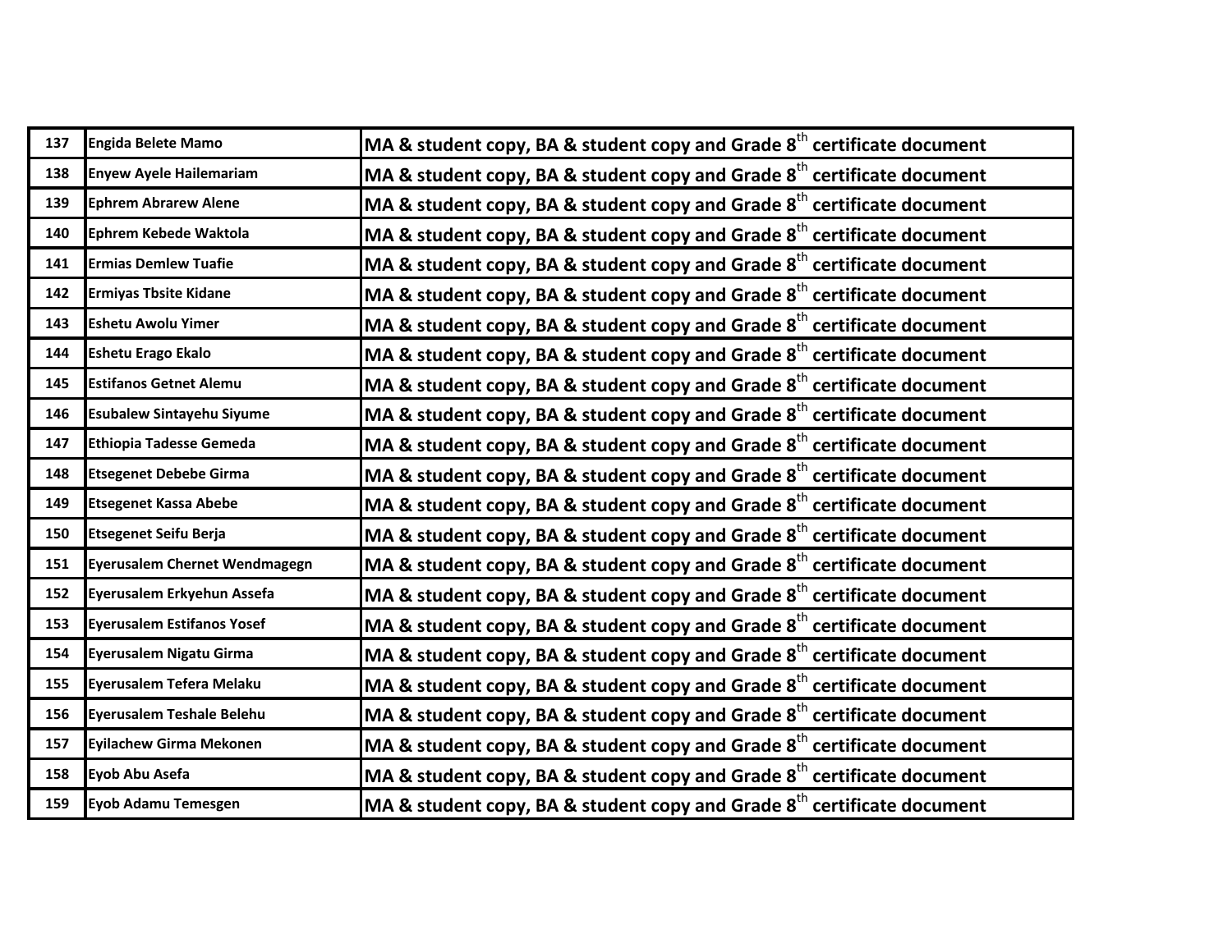| | | |
|---|---|---|
| 137 | **Engida Belete Mamo** | **MA & student copy, BA & student copy and Grade 8$^{th}$ certificate document** |
| 138 | **Enyew Ayele Hailemariam** | **MA & student copy, BA & student copy and Grade 8$^{th}$ certificate document** |
| 139 | **Ephrem Abrarew Alene** | **MA & student copy, BA & student copy and Grade 8$^{th}$ certificate document** |
| 140 | **Ephrem Kebede Waktola** | **MA & student copy, BA & student copy and Grade 8$^{th}$ certificate document** |
| 141 | **Ermias Demlew Tuafie** | **MA & student copy, BA & student copy and Grade 8$^{th}$ certificate document** |
| 142 | **Ermiyas Tbsite Kidane** | **MA & student copy, BA & student copy and Grade 8$^{th}$ certificate document** |
| 143 | **Eshetu Awolu Yimer** | **MA & student copy, BA & student copy and Grade 8$^{th}$ certificate document** |
| 144 | **Eshetu Erago Ekalo** | **MA & student copy, BA & student copy and Grade 8$^{th}$ certificate document** |
| 145 | **Estifanos Getnet Alemu** | **MA & student copy, BA & student copy and Grade 8$^{th}$ certificate document** |
| 146 | **Esubalew Sintayehu Siyume** | **MA & student copy, BA & student copy and Grade 8$^{th}$ certificate document** |
| 147 | **Ethiopia Tadesse Gemeda** | **MA & student copy, BA & student copy and Grade 8$^{th}$ certificate document** |
| 148 | **Etsegenet Debebe Girma** | **MA & student copy, BA & student copy and Grade 8$^{th}$ certificate document** |
| 149 | **Etsegenet Kassa Abebe** | **MA & student copy, BA & student copy and Grade 8$^{th}$ certificate document** |
| 150 | **Etsegenet Seifu Berja** | **MA & student copy, BA & student copy and Grade 8$^{th}$ certificate document** |
| 151 | **Eyerusalem Chernet Wendmagegn** | **MA & student copy, BA & student copy and Grade 8$^{th}$ certificate document** |
| 152 | **Eyerusalem Erkyehun Assefa** | **MA & student copy, BA & student copy and Grade 8$^{th}$ certificate document** |
| 153 | **Eyerusalem Estifanos Yosef** | **MA & student copy, BA & student copy and Grade 8$^{th}$ certificate document** |
| 154 | **Eyerusalem Nigatu Girma** | **MA & student copy, BA & student copy and Grade 8$^{th}$ certificate document** |
| 155 | **Eyerusalem Tefera Melaku** | **MA & student copy, BA & student copy and Grade 8$^{th}$ certificate document** |
| 156 | **Eyerusalem Teshale Belehu** | **MA & student copy, BA & student copy and Grade 8$^{th}$ certificate document** |
| 157 | **Eyilachew Girma Mekonen** | **MA & student copy, BA & student copy and Grade 8$^{th}$ certificate document** |
| 158 | **Eyob Abu Asefa** | **MA & student copy, BA & student copy and Grade 8$^{th}$ certificate document** |
| 159 | **Eyob Adamu Temesgen** | **MA & student copy, BA & student copy and Grade 8$^{th}$ certificate document** |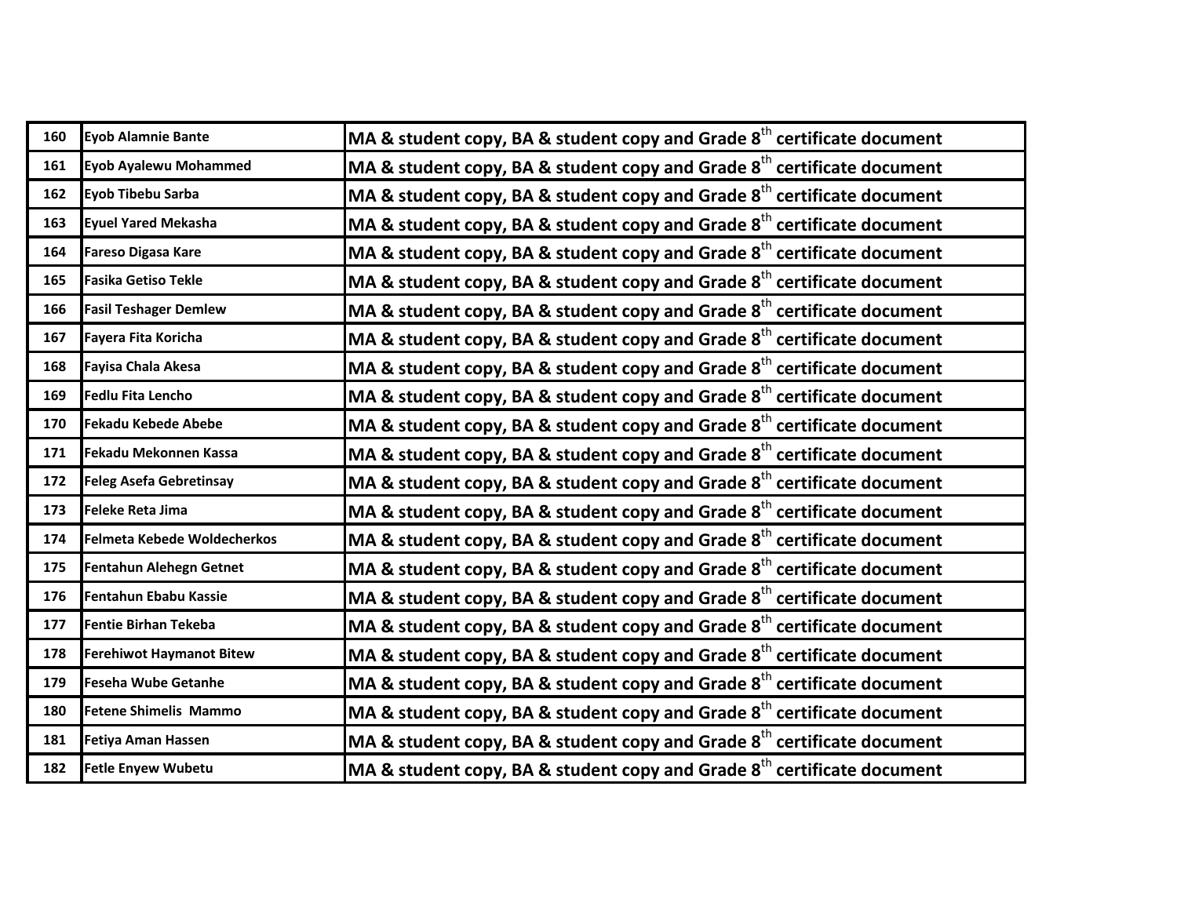| 160 | Eyob Alamnie Bante | MA & student copy, BA & student copy and Grade 8th certificate document |
|---|---|---|
| 161 | Eyob Ayalewu Mohammed | MA & student copy, BA & student copy and Grade 8th certificate document |
| 162 | Eyob Tibebu Sarba | MA & student copy, BA & student copy and Grade 8th certificate document |
| 163 | Eyuel Yared Mekasha | MA & student copy, BA & student copy and Grade 8th certificate document |
| 164 | Fareso Digasa Kare | MA & student copy, BA & student copy and Grade 8th certificate document |
| 165 | Fasika Getiso Tekle | MA & student copy, BA & student copy and Grade 8th certificate document |
| 166 | Fasil Teshager Demlew | MA & student copy, BA & student copy and Grade 8th certificate document |
| 167 | Fayera Fita Koricha | MA & student copy, BA & student copy and Grade 8th certificate document |
| 168 | Fayisa Chala Akesa | MA & student copy, BA & student copy and Grade 8th certificate document |
| 169 | Fedlu Fita Lencho | MA & student copy, BA & student copy and Grade 8th certificate document |
| 170 | Fekadu Kebede Abebe | MA & student copy, BA & student copy and Grade 8th certificate document |
| 171 | Fekadu Mekonnen Kassa | MA & student copy, BA & student copy and Grade 8th certificate document |
| 172 | Feleg Asefa Gebretinsay | MA & student copy, BA & student copy and Grade 8th certificate document |
| 173 | Feleke Reta Jima | MA & student copy, BA & student copy and Grade 8th certificate document |
| 174 | Felmeta Kebede Woldecherkos | MA & student copy, BA & student copy and Grade 8th certificate document |
| 175 | Fentahun Alehegn Getnet | MA & student copy, BA & student copy and Grade 8th certificate document |
| 176 | Fentahun Ebabu Kassie | MA & student copy, BA & student copy and Grade 8th certificate document |
| 177 | Fentie Birhan Tekeba | MA & student copy, BA & student copy and Grade 8th certificate document |
| 178 | Ferehiwot Haymanot Bitew | MA & student copy, BA & student copy and Grade 8th certificate document |
| 179 | Feseha Wube Getanhe | MA & student copy, BA & student copy and Grade 8th certificate document |
| 180 | Fetene Shimelis Mammo | MA & student copy, BA & student copy and Grade 8th certificate document |
| 181 | Fetiya Aman Hassen | MA & student copy, BA & student copy and Grade 8th certificate document |
| 182 | Fetle Enyew Wubetu | MA & student copy, BA & student copy and Grade 8th certificate document |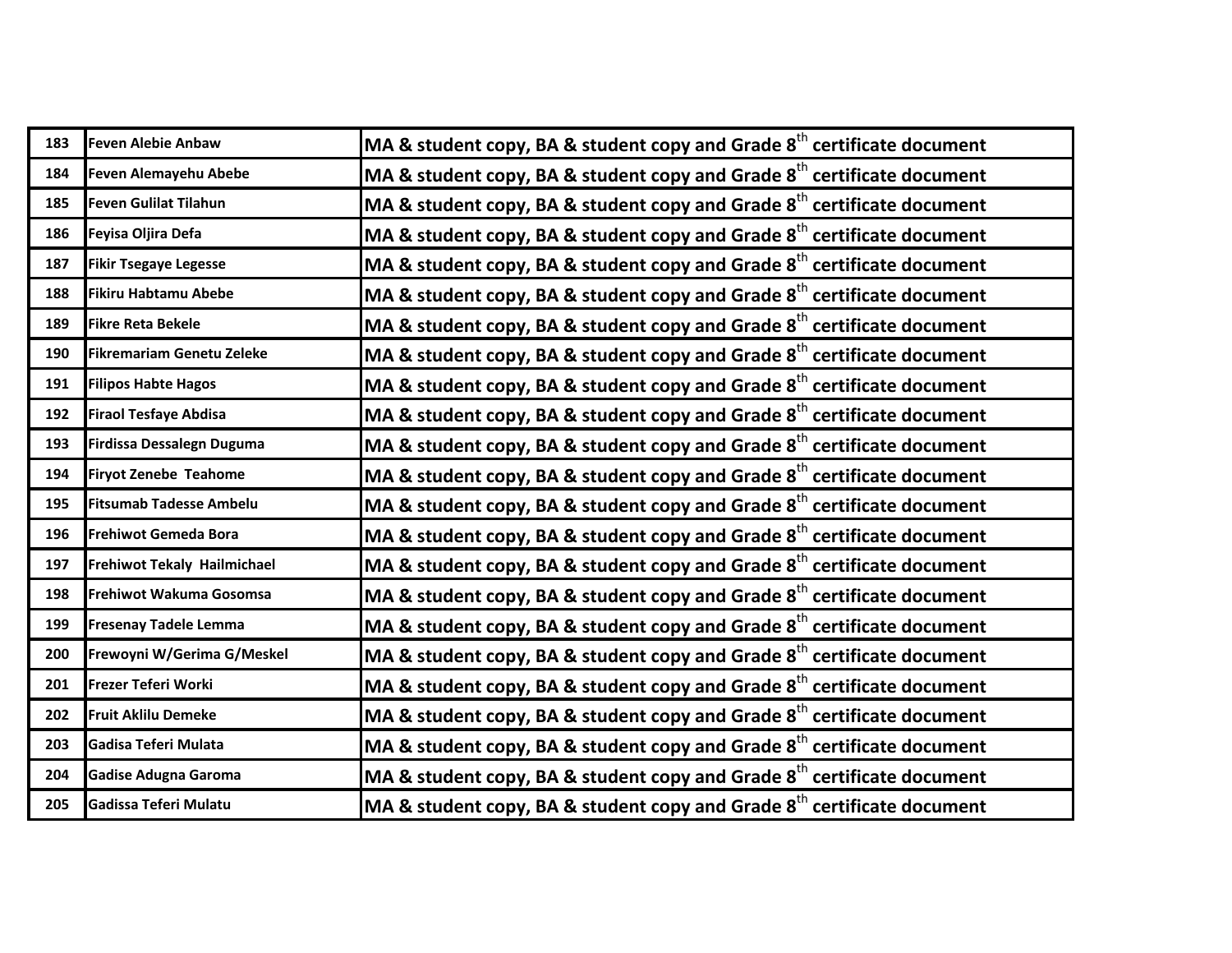| | | |
|---|---|---|
| 183 | Feven Alebie Anbaw | MA & student copy, BA & student copy and Grade 8th certificate document |
| 184 | Feven Alemayehu Abebe | MA & student copy, BA & student copy and Grade 8th certificate document |
| 185 | Feven Gulilat Tilahun | MA & student copy, BA & student copy and Grade 8th certificate document |
| 186 | Feyisa Oljira Defa | MA & student copy, BA & student copy and Grade 8th certificate document |
| 187 | Fikir Tsegaye Legesse | MA & student copy, BA & student copy and Grade 8th certificate document |
| 188 | Fikiru Habtamu Abebe | MA & student copy, BA & student copy and Grade 8th certificate document |
| 189 | Fikre Reta Bekele | MA & student copy, BA & student copy and Grade 8th certificate document |
| 190 | Fikremariam Genetu Zeleke | MA & student copy, BA & student copy and Grade 8th certificate document |
| 191 | Filipos Habte Hagos | MA & student copy, BA & student copy and Grade 8th certificate document |
| 192 | Firaol Tesfaye Abdisa | MA & student copy, BA & student copy and Grade 8th certificate document |
| 193 | Firdissa Dessalegn Duguma | MA & student copy, BA & student copy and Grade 8th certificate document |
| 194 | Firyot Zenebe Teahome | MA & student copy, BA & student copy and Grade 8th certificate document |
| 195 | Fitsumab Tadesse Ambelu | MA & student copy, BA & student copy and Grade 8th certificate document |
| 196 | Frehiwot Gemeda Bora | MA & student copy, BA & student copy and Grade 8th certificate document |
| 197 | Frehiwot Tekaly Hailmichael | MA & student copy, BA & student copy and Grade 8th certificate document |
| 198 | Frehiwot Wakuma Gosomsa | MA & student copy, BA & student copy and Grade 8th certificate document |
| 199 | Fresenay Tadele Lemma | MA & student copy, BA & student copy and Grade 8th certificate document |
| 200 | Frewoyni W/Gerima G/Meskel | MA & student copy, BA & student copy and Grade 8th certificate document |
| 201 | Frezer Teferi Worki | MA & student copy, BA & student copy and Grade 8th certificate document |
| 202 | Fruit Aklilu Demeke | MA & student copy, BA & student copy and Grade 8th certificate document |
| 203 | Gadisa Teferi Mulata | MA & student copy, BA & student copy and Grade 8th certificate document |
| 204 | Gadise Adugna Garoma | MA & student copy, BA & student copy and Grade 8th certificate document |
| 205 | Gadissa Teferi Mulatu | MA & student copy, BA & student copy and Grade 8th certificate document |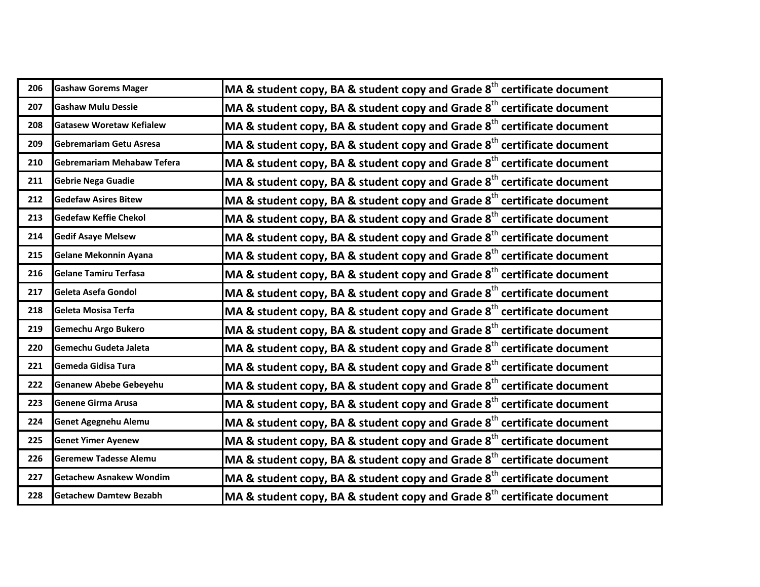| 206 | Gashaw Gorems Mager | MA & student copy, BA & student copy and Grade 8th certificate document |
|---|---|---|
| 207 | Gashaw Mulu Dessie | MA & student copy, BA & student copy and Grade 8th certificate document |
| 208 | Gatasew Woretaw Kefialew | MA & student copy, BA & student copy and Grade 8th certificate document |
| 209 | Gebremariam Getu Asresa | MA & student copy, BA & student copy and Grade 8th certificate document |
| 210 | Gebremariam Mehabaw Tefera | MA & student copy, BA & student copy and Grade 8th certificate document |
| 211 | Gebrie Nega Guadie | MA & student copy, BA & student copy and Grade 8th certificate document |
| 212 | Gedefaw Asires Bitew | MA & student copy, BA & student copy and Grade 8th certificate document |
| 213 | Gedefaw Keffie Chekol | MA & student copy, BA & student copy and Grade 8th certificate document |
| 214 | Gedif Asaye Melsew | MA & student copy, BA & student copy and Grade 8th certificate document |
| 215 | Gelane Mekonnin Ayana | MA & student copy, BA & student copy and Grade 8th certificate document |
| 216 | Gelane Tamiru Terfasa | MA & student copy, BA & student copy and Grade 8th certificate document |
| 217 | Geleta Asefa Gondol | MA & student copy, BA & student copy and Grade 8th certificate document |
| 218 | Geleta Mosisa Terfa | MA & student copy, BA & student copy and Grade 8th certificate document |
| 219 | Gemechu Argo Bukero | MA & student copy, BA & student copy and Grade 8th certificate document |
| 220 | Gemechu Gudeta Jaleta | MA & student copy, BA & student copy and Grade 8th certificate document |
| 221 | Gemeda Gidisa Tura | MA & student copy, BA & student copy and Grade 8th certificate document |
| 222 | Genanew Abebe Gebeyehu | MA & student copy, BA & student copy and Grade 8th certificate document |
| 223 | Genene Girma Arusa | MA & student copy, BA & student copy and Grade 8th certificate document |
| 224 | Genet Agegnehu Alemu | MA & student copy, BA & student copy and Grade 8th certificate document |
| 225 | Genet Yimer Ayenew | MA & student copy, BA & student copy and Grade 8th certificate document |
| 226 | Geremew Tadesse Alemu | MA & student copy, BA & student copy and Grade 8th certificate document |
| 227 | Getachew Asnakew Wondim | MA & student copy, BA & student copy and Grade 8th certificate document |
| 228 | Getachew Damtew Bezabh | MA & student copy, BA & student copy and Grade 8th certificate document |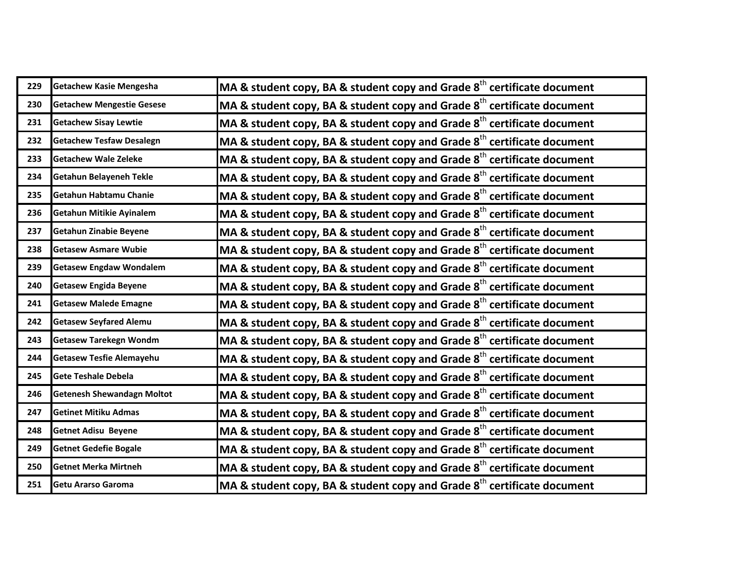| | | |
|---|---|---|
| 229 | Getachew Kasie Mengesha | MA & student copy, BA & student copy and Grade 8th certificate document |
| 230 | Getachew Mengestie Gesese | MA & student copy, BA & student copy and Grade 8th certificate document |
| 231 | Getachew Sisay Lewtie | MA & student copy, BA & student copy and Grade 8th certificate document |
| 232 | Getachew Tesfaw Desalegn | MA & student copy, BA & student copy and Grade 8th certificate document |
| 233 | Getachew Wale Zeleke | MA & student copy, BA & student copy and Grade 8th certificate document |
| 234 | Getahun Belayeneh Tekle | MA & student copy, BA & student copy and Grade 8th certificate document |
| 235 | Getahun Habtamu Chanie | MA & student copy, BA & student copy and Grade 8th certificate document |
| 236 | Getahun Mitikie Ayinalem | MA & student copy, BA & student copy and Grade 8th certificate document |
| 237 | Getahun Zinabie Beyene | MA & student copy, BA & student copy and Grade 8th certificate document |
| 238 | Getasew Asmare Wubie | MA & student copy, BA & student copy and Grade 8th certificate document |
| 239 | Getasew Engdaw Wondalem | MA & student copy, BA & student copy and Grade 8th certificate document |
| 240 | Getasew Engida Beyene | MA & student copy, BA & student copy and Grade 8th certificate document |
| 241 | Getasew Malede Emagne | MA & student copy, BA & student copy and Grade 8th certificate document |
| 242 | Getasew Seyfared Alemu | MA & student copy, BA & student copy and Grade 8th certificate document |
| 243 | Getasew Tarekegn Wondm | MA & student copy, BA & student copy and Grade 8th certificate document |
| 244 | Getasew Tesfie Alemayehu | MA & student copy, BA & student copy and Grade 8th certificate document |
| 245 | Gete Teshale Debela | MA & student copy, BA & student copy and Grade 8th certificate document |
| 246 | Getenesh Shewandagn Moltot | MA & student copy, BA & student copy and Grade 8th certificate document |
| 247 | Getinet Mitiku Admas | MA & student copy, BA & student copy and Grade 8th certificate document |
| 248 | Getnet Adisu Beyene | MA & student copy, BA & student copy and Grade 8th certificate document |
| 249 | Getnet Gedefie Bogale | MA & student copy, BA & student copy and Grade 8th certificate document |
| 250 | Getnet Merka Mirtneh | MA & student copy, BA & student copy and Grade 8th certificate document |
| 251 | Getu Ararso Garoma | MA & student copy, BA & student copy and Grade 8th certificate document |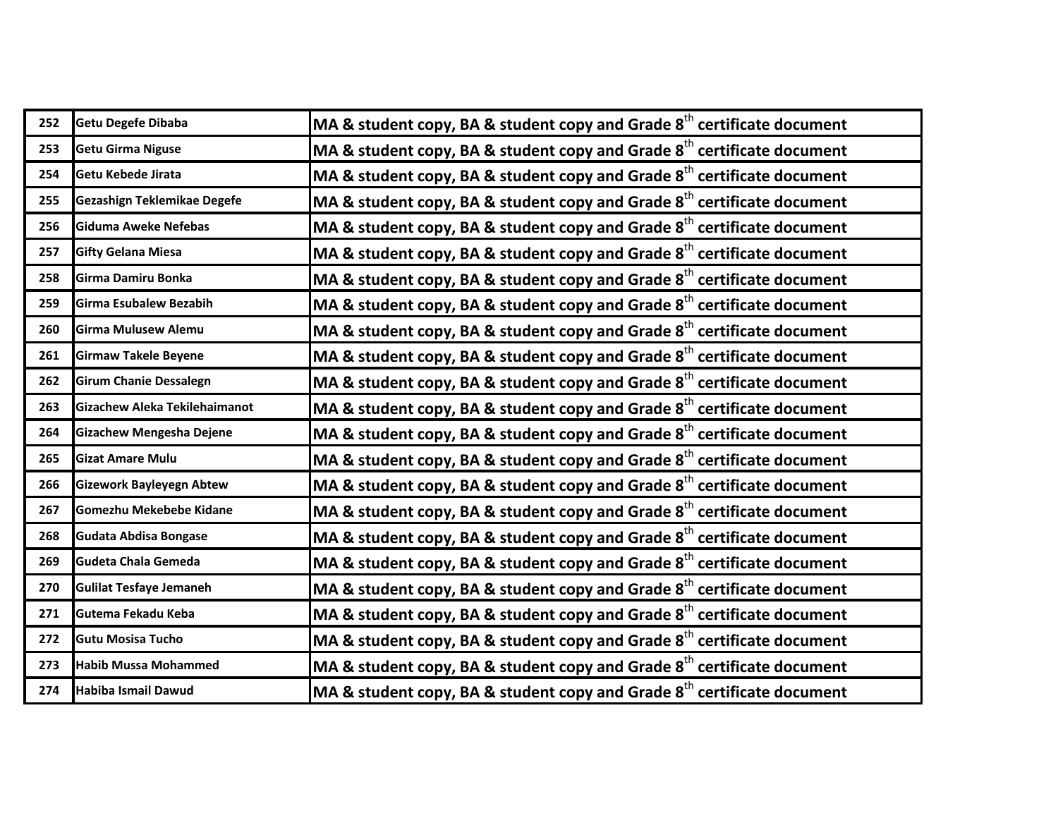| | | |
|---|---|---|
| 252 | Getu Degefe Dibaba | MA & student copy, BA & student copy and Grade 8th certificate document |
| 253 | Getu Girma Niguse | MA & student copy, BA & student copy and Grade 8th certificate document |
| 254 | Getu Kebede Jirata | MA & student copy, BA & student copy and Grade 8th certificate document |
| 255 | Gezashign Teklemikae Degefe | MA & student copy, BA & student copy and Grade 8th certificate document |
| 256 | Giduma Aweke Nefebas | MA & student copy, BA & student copy and Grade 8th certificate document |
| 257 | Gifty Gelana Miesa | MA & student copy, BA & student copy and Grade 8th certificate document |
| 258 | Girma Damiru Bonka | MA & student copy, BA & student copy and Grade 8th certificate document |
| 259 | Girma Esubalew Bezabih | MA & student copy, BA & student copy and Grade 8th certificate document |
| 260 | Girma Mulusew Alemu | MA & student copy, BA & student copy and Grade 8th certificate document |
| 261 | Girmaw Takele Beyene | MA & student copy, BA & student copy and Grade 8th certificate document |
| 262 | Girum Chanie Dessalegn | MA & student copy, BA & student copy and Grade 8th certificate document |
| 263 | Gizachew Aleka Tekilehaimanot | MA & student copy, BA & student copy and Grade 8th certificate document |
| 264 | Gizachew Mengesha Dejene | MA & student copy, BA & student copy and Grade 8th certificate document |
| 265 | Gizat Amare Mulu | MA & student copy, BA & student copy and Grade 8th certificate document |
| 266 | Gizework Bayleyegn Abtew | MA & student copy, BA & student copy and Grade 8th certificate document |
| 267 | Gomezhu Mekebebe Kidane | MA & student copy, BA & student copy and Grade 8th certificate document |
| 268 | Gudata Abdisa Bongase | MA & student copy, BA & student copy and Grade 8th certificate document |
| 269 | Gudeta Chala Gemeda | MA & student copy, BA & student copy and Grade 8th certificate document |
| 270 | Gulilat Tesfaye Jemaneh | MA & student copy, BA & student copy and Grade 8th certificate document |
| 271 | Gutema Fekadu Keba | MA & student copy, BA & student copy and Grade 8th certificate document |
| 272 | Gutu Mosisa Tucho | MA & student copy, BA & student copy and Grade 8th certificate document |
| 273 | Habib Mussa Mohammed | MA & student copy, BA & student copy and Grade 8th certificate document |
| 274 | Habiba Ismail Dawud | MA & student copy, BA & student copy and Grade 8th certificate document |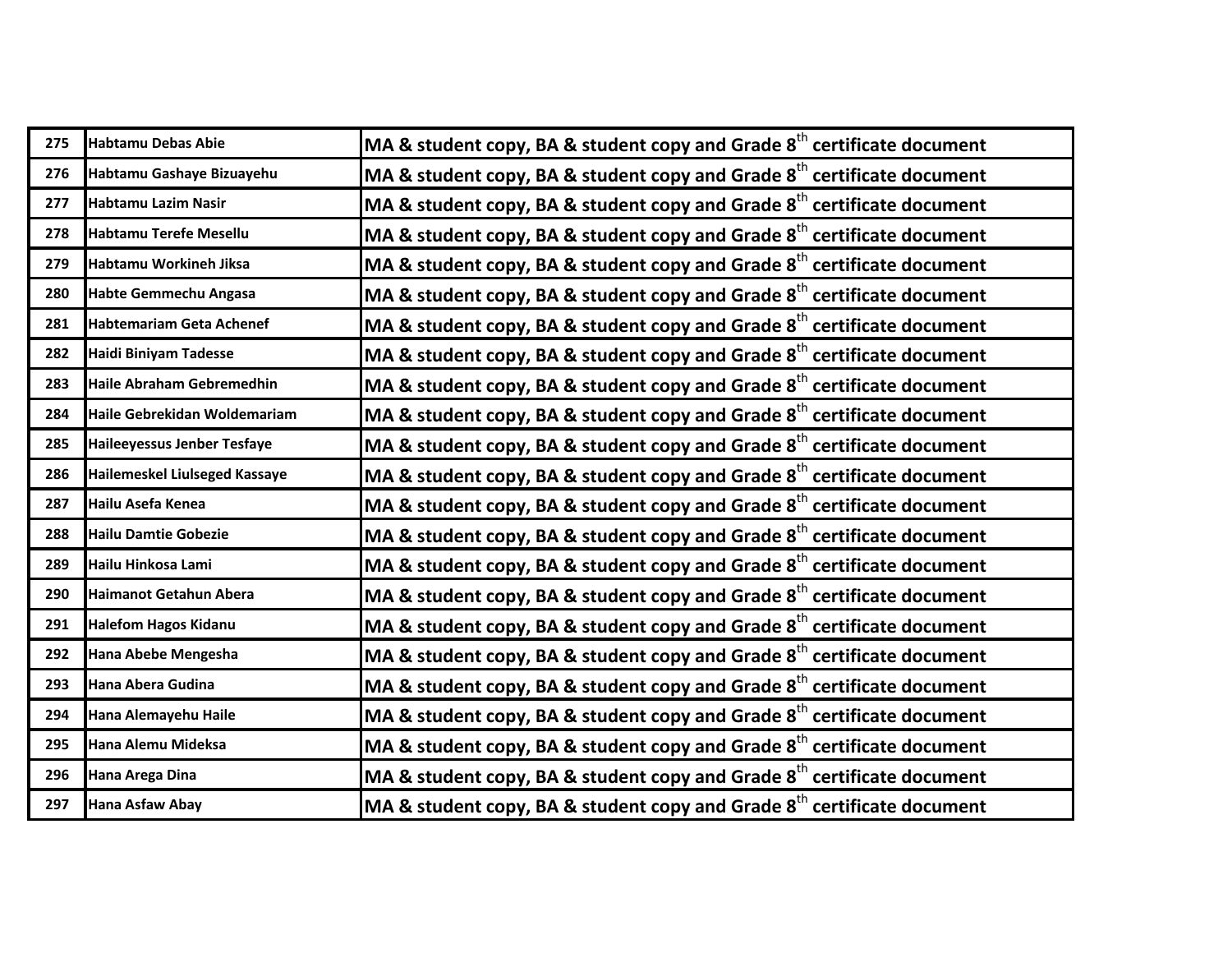| 275 | Habtamu Debas Abie | MA & student copy, BA & student copy and Grade 8th certificate document |
|---|---|---|
| 276 | Habtamu Gashaye Bizuayehu | MA & student copy, BA & student copy and Grade 8th certificate document |
| 277 | Habtamu Lazim Nasir | MA & student copy, BA & student copy and Grade 8th certificate document |
| 278 | Habtamu Terefe Mesellu | MA & student copy, BA & student copy and Grade 8th certificate document |
| 279 | Habtamu Workineh Jiksa | MA & student copy, BA & student copy and Grade 8th certificate document |
| 280 | Habte Gemmechu Angasa | MA & student copy, BA & student copy and Grade 8th certificate document |
| 281 | Habtemariam Geta Achenef | MA & student copy, BA & student copy and Grade 8th certificate document |
| 282 | Haidi Biniyam Tadesse | MA & student copy, BA & student copy and Grade 8th certificate document |
| 283 | Haile Abraham Gebremedhin | MA & student copy, BA & student copy and Grade 8th certificate document |
| 284 | Haile Gebrekidan Woldemariam | MA & student copy, BA & student copy and Grade 8th certificate document |
| 285 | Haileeyessus Jenber Tesfaye | MA & student copy, BA & student copy and Grade 8th certificate document |
| 286 | Hailemeskel Liulseged Kassaye | MA & student copy, BA & student copy and Grade 8th certificate document |
| 287 | Hailu Asefa Kenea | MA & student copy, BA & student copy and Grade 8th certificate document |
| 288 | Hailu Damtie Gobezie | MA & student copy, BA & student copy and Grade 8th certificate document |
| 289 | Hailu Hinkosa Lami | MA & student copy, BA & student copy and Grade 8th certificate document |
| 290 | Haimanot Getahun Abera | MA & student copy, BA & student copy and Grade 8th certificate document |
| 291 | Halefom Hagos Kidanu | MA & student copy, BA & student copy and Grade 8th certificate document |
| 292 | Hana Abebe Mengesha | MA & student copy, BA & student copy and Grade 8th certificate document |
| 293 | Hana Abera Gudina | MA & student copy, BA & student copy and Grade 8th certificate document |
| 294 | Hana Alemayehu Haile | MA & student copy, BA & student copy and Grade 8th certificate document |
| 295 | Hana Alemu Mideksa | MA & student copy, BA & student copy and Grade 8th certificate document |
| 296 | Hana Arega Dina | MA & student copy, BA & student copy and Grade 8th certificate document |
| 297 | Hana Asfaw Abay | MA & student copy, BA & student copy and Grade 8th certificate document |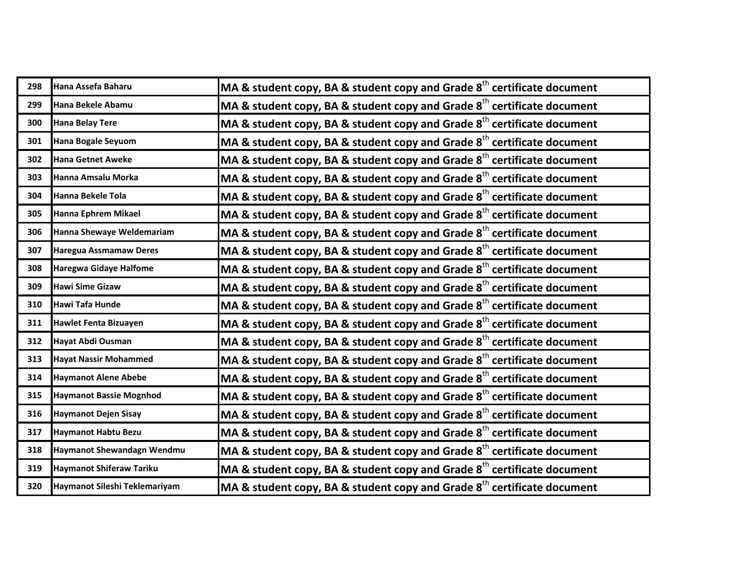| | | |
|---|---|---|
| 298 | Hana Assefa Baharu | MA & student copy, BA & student copy and Grade 8th certificate document |
| 299 | Hana Bekele Abamu | MA & student copy, BA & student copy and Grade 8th certificate document |
| 300 | Hana Belay Tere | MA & student copy, BA & student copy and Grade 8th certificate document |
| 301 | Hana Bogale Seyuom | MA & student copy, BA & student copy and Grade 8th certificate document |
| 302 | Hana Getnet Aweke | MA & student copy, BA & student copy and Grade 8th certificate document |
| 303 | Hanna Amsalu Morka | MA & student copy, BA & student copy and Grade 8th certificate document |
| 304 | Hanna Bekele Tola | MA & student copy, BA & student copy and Grade 8th certificate document |
| 305 | Hanna Ephrem Mikael | MA & student copy, BA & student copy and Grade 8th certificate document |
| 306 | Hanna Shewaye Weldemariam | MA & student copy, BA & student copy and Grade 8th certificate document |
| 307 | Haregua Assmamaw Deres | MA & student copy, BA & student copy and Grade 8th certificate document |
| 308 | Haregwa Gidaye Halfome | MA & student copy, BA & student copy and Grade 8th certificate document |
| 309 | Hawi Sime Gizaw | MA & student copy, BA & student copy and Grade 8th certificate document |
| 310 | Hawi Tafa Hunde | MA & student copy, BA & student copy and Grade 8th certificate document |
| 311 | Hawlet Fenta Bizuayen | MA & student copy, BA & student copy and Grade 8th certificate document |
| 312 | Hayat Abdi Ousman | MA & student copy, BA & student copy and Grade 8th certificate document |
| 313 | Hayat Nassir Mohammed | MA & student copy, BA & student copy and Grade 8th certificate document |
| 314 | Haymanot Alene Abebe | MA & student copy, BA & student copy and Grade 8th certificate document |
| 315 | Haymanot Bassie Mognhod | MA & student copy, BA & student copy and Grade 8th certificate document |
| 316 | Haymanot Dejen Sisay | MA & student copy, BA & student copy and Grade 8th certificate document |
| 317 | Haymanot Habtu Bezu | MA & student copy, BA & student copy and Grade 8th certificate document |
| 318 | Haymanot Shewandagn Wendmu | MA & student copy, BA & student copy and Grade 8th certificate document |
| 319 | Haymanot Shiferaw Tariku | MA & student copy, BA & student copy and Grade 8th certificate document |
| 320 | Haymanot Sileshi Teklemariyam | MA & student copy, BA & student copy and Grade 8th certificate document |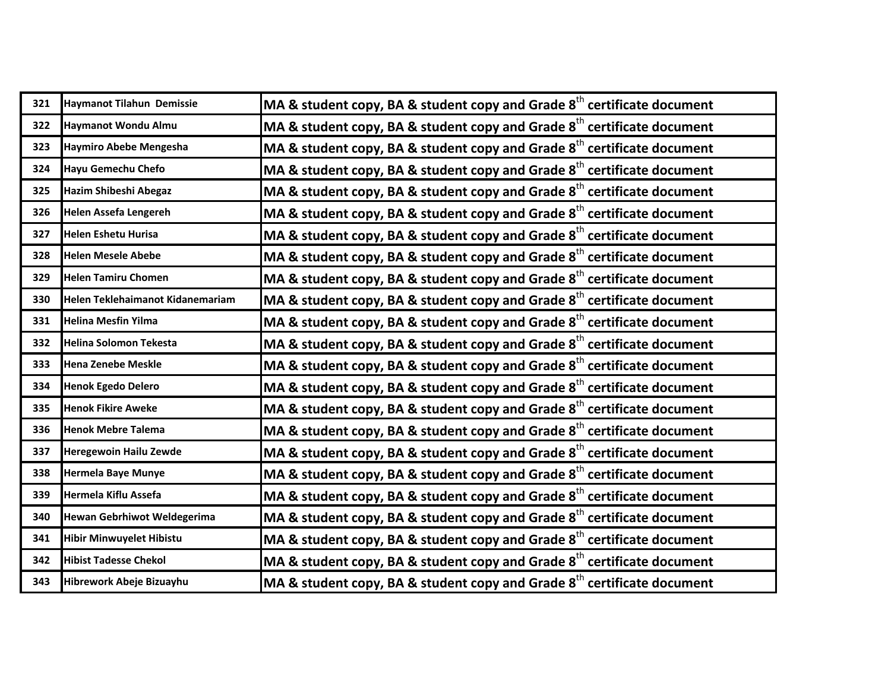| 321 | Haymanot Tilahun Demissie | MA & student copy, BA & student copy and Grade 8th certificate document |
|---|---|---|
| 322 | Haymanot Wondu Almu | MA & student copy, BA & student copy and Grade 8th certificate document |
| 323 | Haymiro Abebe Mengesha | MA & student copy, BA & student copy and Grade 8th certificate document |
| 324 | Hayu Gemechu Chefo | MA & student copy, BA & student copy and Grade 8th certificate document |
| 325 | Hazim Shibeshi Abegaz | MA & student copy, BA & student copy and Grade 8th certificate document |
| 326 | Helen Assefa Lengereh | MA & student copy, BA & student copy and Grade 8th certificate document |
| 327 | Helen Eshetu Hurisa | MA & student copy, BA & student copy and Grade 8th certificate document |
| 328 | Helen Mesele Abebe | MA & student copy, BA & student copy and Grade 8th certificate document |
| 329 | Helen Tamiru Chomen | MA & student copy, BA & student copy and Grade 8th certificate document |
| 330 | Helen Teklehaimanot Kidanemariam | MA & student copy, BA & student copy and Grade 8th certificate document |
| 331 | Helina Mesfin Yilma | MA & student copy, BA & student copy and Grade 8th certificate document |
| 332 | Helina Solomon Tekesta | MA & student copy, BA & student copy and Grade 8th certificate document |
| 333 | Hena Zenebe Meskle | MA & student copy, BA & student copy and Grade 8th certificate document |
| 334 | Henok Egedo Delero | MA & student copy, BA & student copy and Grade 8th certificate document |
| 335 | Henok Fikire Aweke | MA & student copy, BA & student copy and Grade 8th certificate document |
| 336 | Henok Mebre Talema | MA & student copy, BA & student copy and Grade 8th certificate document |
| 337 | Heregewoin Hailu Zewde | MA & student copy, BA & student copy and Grade 8th certificate document |
| 338 | Hermela Baye Munye | MA & student copy, BA & student copy and Grade 8th certificate document |
| 339 | Hermela Kiflu Assefa | MA & student copy, BA & student copy and Grade 8th certificate document |
| 340 | Hewan Gebrhiwot Weldegerima | MA & student copy, BA & student copy and Grade 8th certificate document |
| 341 | Hibir Minwuyelet Hibistu | MA & student copy, BA & student copy and Grade 8th certificate document |
| 342 | Hibist Tadesse Chekol | MA & student copy, BA & student copy and Grade 8th certificate document |
| 343 | Hibrework Abeje Bizuayhu | MA & student copy, BA & student copy and Grade 8th certificate document |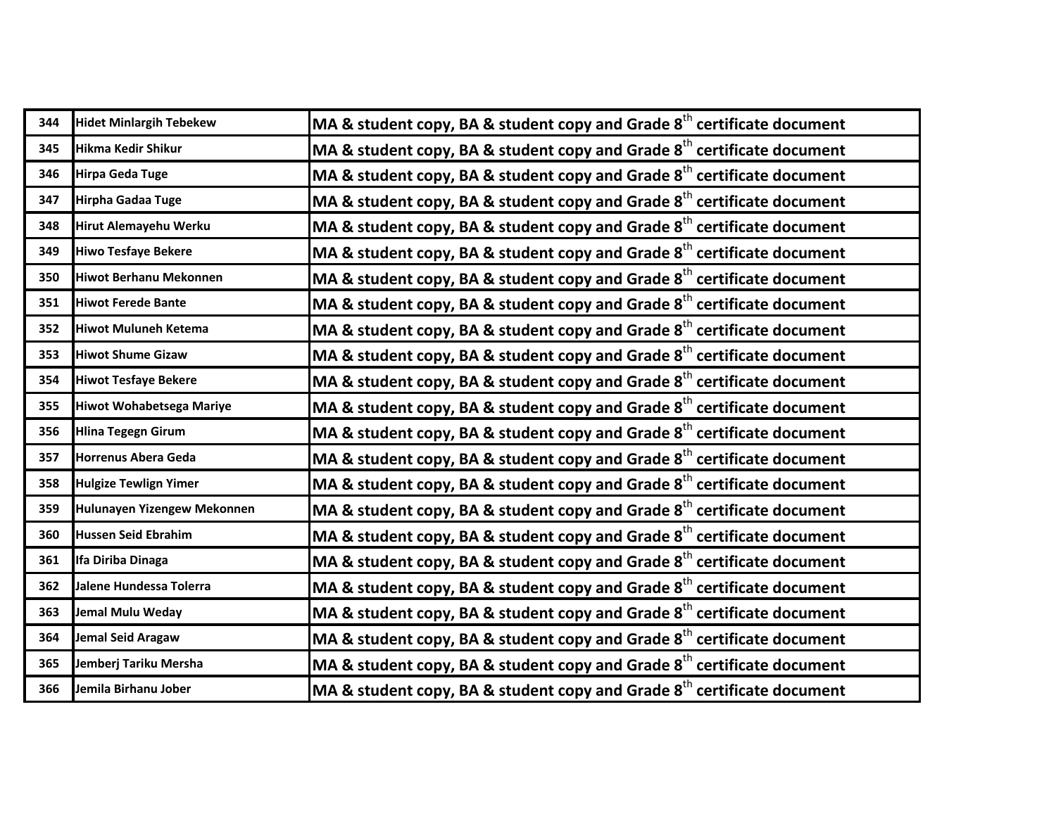| | | |
|---|---|---|
| 344 | Hidet Minlargih Tebekew | MA & student copy, BA & student copy and Grade 8th certificate document |
| 345 | Hikma Kedir Shikur | MA & student copy, BA & student copy and Grade 8th certificate document |
| 346 | Hirpa Geda Tuge | MA & student copy, BA & student copy and Grade 8th certificate document |
| 347 | Hirpha Gadaa Tuge | MA & student copy, BA & student copy and Grade 8th certificate document |
| 348 | Hirut Alemayehu Werku | MA & student copy, BA & student copy and Grade 8th certificate document |
| 349 | Hiwo Tesfaye Bekere | MA & student copy, BA & student copy and Grade 8th certificate document |
| 350 | Hiwot Berhanu Mekonnen | MA & student copy, BA & student copy and Grade 8th certificate document |
| 351 | Hiwot Ferede Bante | MA & student copy, BA & student copy and Grade 8th certificate document |
| 352 | Hiwot Muluneh Ketema | MA & student copy, BA & student copy and Grade 8th certificate document |
| 353 | Hiwot Shume Gizaw | MA & student copy, BA & student copy and Grade 8th certificate document |
| 354 | Hiwot Tesfaye Bekere | MA & student copy, BA & student copy and Grade 8th certificate document |
| 355 | Hiwot Wohabetsega Mariye | MA & student copy, BA & student copy and Grade 8th certificate document |
| 356 | Hlina Tegegn Girum | MA & student copy, BA & student copy and Grade 8th certificate document |
| 357 | Horrenus Abera Geda | MA & student copy, BA & student copy and Grade 8th certificate document |
| 358 | Hulgize Tewlign Yimer | MA & student copy, BA & student copy and Grade 8th certificate document |
| 359 | Hulunayen Yizengew Mekonnen | MA & student copy, BA & student copy and Grade 8th certificate document |
| 360 | Hussen Seid Ebrahim | MA & student copy, BA & student copy and Grade 8th certificate document |
| 361 | Ifa Diriba Dinaga | MA & student copy, BA & student copy and Grade 8th certificate document |
| 362 | Jalene Hundessa Tolerra | MA & student copy, BA & student copy and Grade 8th certificate document |
| 363 | Jemal Mulu Weday | MA & student copy, BA & student copy and Grade 8th certificate document |
| 364 | Jemal Seid Aragaw | MA & student copy, BA & student copy and Grade 8th certificate document |
| 365 | Jemberj Tariku Mersha | MA & student copy, BA & student copy and Grade 8th certificate document |
| 366 | Jemila Birhanu Jober | MA & student copy, BA & student copy and Grade 8th certificate document |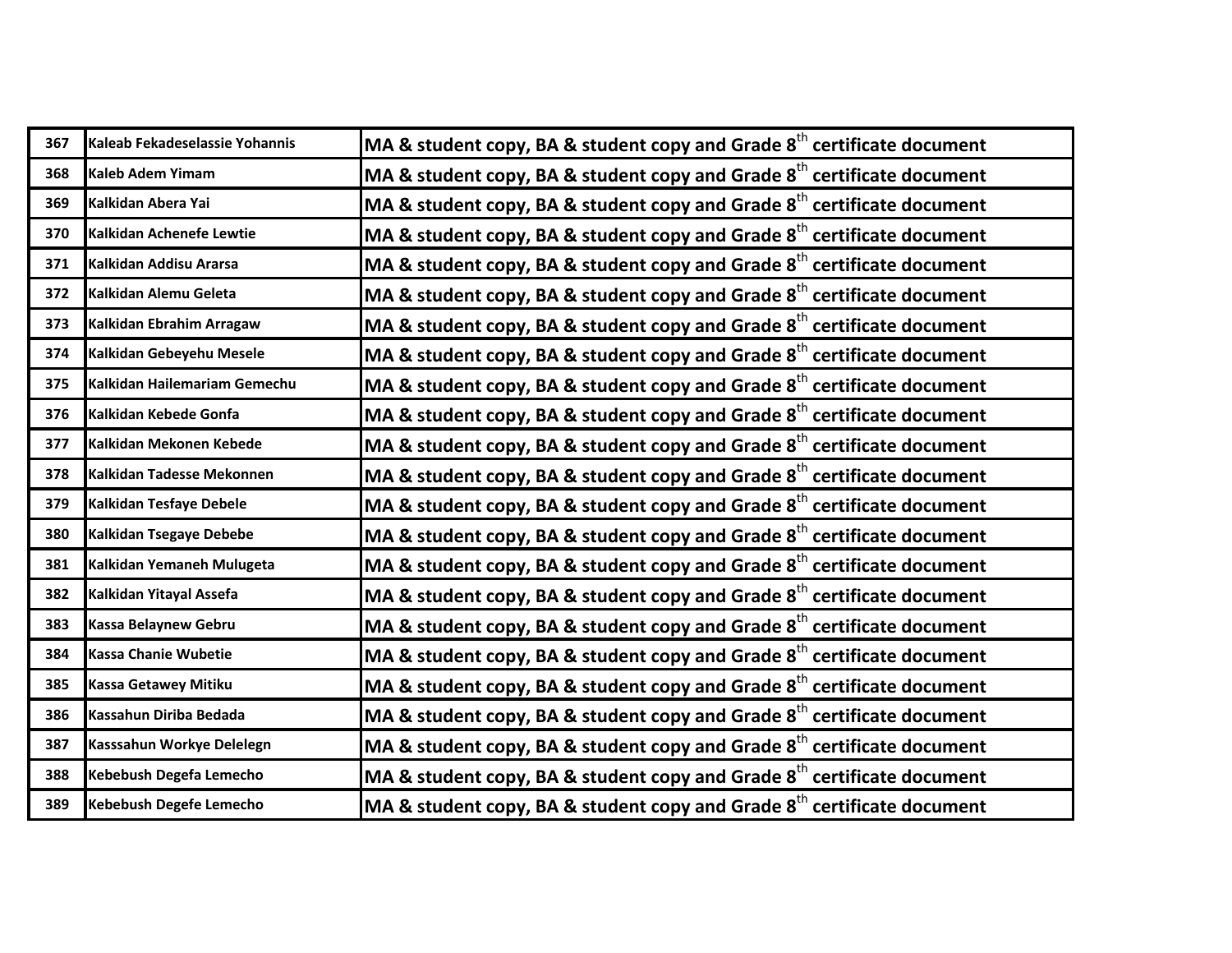| 367 | Kaleab Fekadeselassie Yohannis | MA & student copy, BA & student copy and Grade 8th certificate document |
|---|---|---|
| 368 | Kaleb Adem Yimam | MA & student copy, BA & student copy and Grade 8th certificate document |
| 369 | Kalkidan Abera Yai | MA & student copy, BA & student copy and Grade 8th certificate document |
| 370 | Kalkidan Achenefe Lewtie | MA & student copy, BA & student copy and Grade 8th certificate document |
| 371 | Kalkidan Addisu Ararsa | MA & student copy, BA & student copy and Grade 8th certificate document |
| 372 | Kalkidan Alemu Geleta | MA & student copy, BA & student copy and Grade 8th certificate document |
| 373 | Kalkidan Ebrahim Arragaw | MA & student copy, BA & student copy and Grade 8th certificate document |
| 374 | Kalkidan Gebeyehu Mesele | MA & student copy, BA & student copy and Grade 8th certificate document |
| 375 | Kalkidan Hailemariam Gemechu | MA & student copy, BA & student copy and Grade 8th certificate document |
| 376 | Kalkidan Kebede Gonfa | MA & student copy, BA & student copy and Grade 8th certificate document |
| 377 | Kalkidan Mekonen Kebede | MA & student copy, BA & student copy and Grade 8th certificate document |
| 378 | Kalkidan Tadesse Mekonnen | MA & student copy, BA & student copy and Grade 8th certificate document |
| 379 | Kalkidan Tesfaye Debele | MA & student copy, BA & student copy and Grade 8th certificate document |
| 380 | Kalkidan Tsegaye Debebe | MA & student copy, BA & student copy and Grade 8th certificate document |
| 381 | Kalkidan Yemaneh Mulugeta | MA & student copy, BA & student copy and Grade 8th certificate document |
| 382 | Kalkidan Yitayal Assefa | MA & student copy, BA & student copy and Grade 8th certificate document |
| 383 | Kassa Belaynew Gebru | MA & student copy, BA & student copy and Grade 8th certificate document |
| 384 | Kassa Chanie Wubetie | MA & student copy, BA & student copy and Grade 8th certificate document |
| 385 | Kassa Getawey Mitiku | MA & student copy, BA & student copy and Grade 8th certificate document |
| 386 | Kassahun Diriba Bedada | MA & student copy, BA & student copy and Grade 8th certificate document |
| 387 | Kasssahun Workye Delelegn | MA & student copy, BA & student copy and Grade 8th certificate document |
| 388 | Kebebush Degefa Lemecho | MA & student copy, BA & student copy and Grade 8th certificate document |
| 389 | Kebebush Degefe Lemecho | MA & student copy, BA & student copy and Grade 8th certificate document |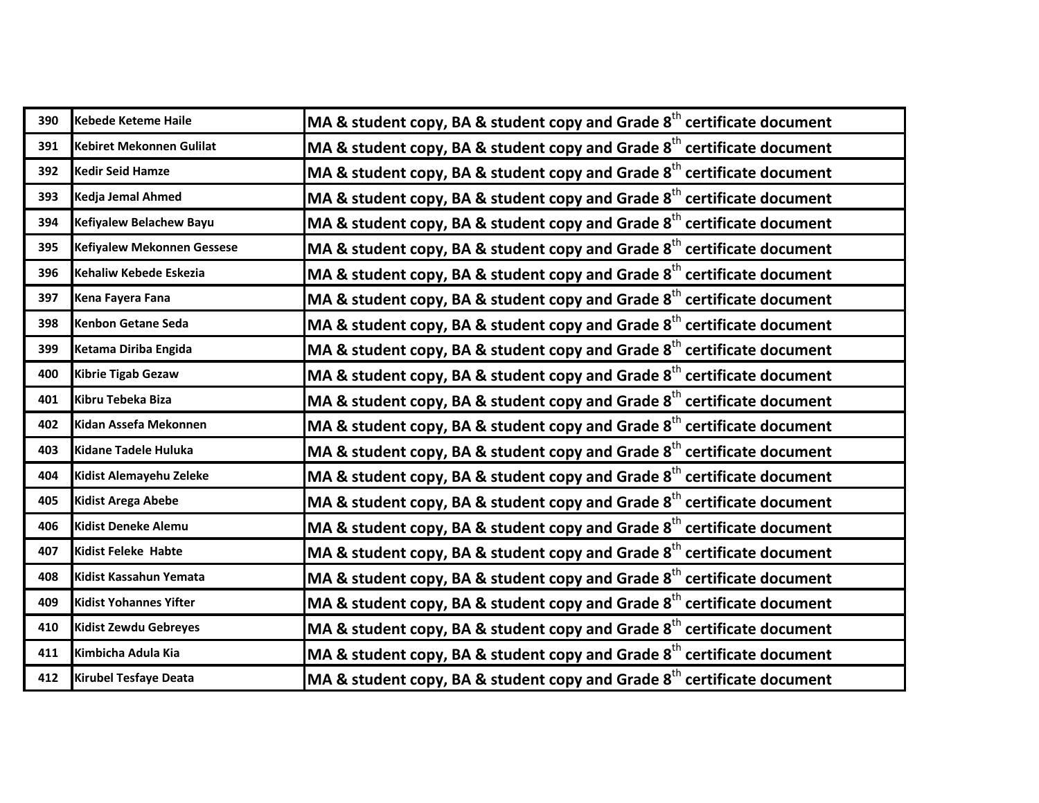| | | |
|---|---|---|
| 390 | Kebede Keteme Haile | MA & student copy, BA & student copy and Grade 8th certificate document |
| 391 | Kebiret Mekonnen Gulilat | MA & student copy, BA & student copy and Grade 8th certificate document |
| 392 | Kedir Seid Hamze | MA & student copy, BA & student copy and Grade 8th certificate document |
| 393 | Kedja Jemal Ahmed | MA & student copy, BA & student copy and Grade 8th certificate document |
| 394 | Kefiyalew Belachew Bayu | MA & student copy, BA & student copy and Grade 8th certificate document |
| 395 | Kefiyalew Mekonnen Gessese | MA & student copy, BA & student copy and Grade 8th certificate document |
| 396 | Kehaliw Kebede Eskezia | MA & student copy, BA & student copy and Grade 8th certificate document |
| 397 | Kena Fayera Fana | MA & student copy, BA & student copy and Grade 8th certificate document |
| 398 | Kenbon Getane Seda | MA & student copy, BA & student copy and Grade 8th certificate document |
| 399 | Ketama Diriba Engida | MA & student copy, BA & student copy and Grade 8th certificate document |
| 400 | Kibrie Tigab Gezaw | MA & student copy, BA & student copy and Grade 8th certificate document |
| 401 | Kibru Tebeka Biza | MA & student copy, BA & student copy and Grade 8th certificate document |
| 402 | Kidan Assefa Mekonnen | MA & student copy, BA & student copy and Grade 8th certificate document |
| 403 | Kidane Tadele Huluka | MA & student copy, BA & student copy and Grade 8th certificate document |
| 404 | Kidist Alemayehu Zeleke | MA & student copy, BA & student copy and Grade 8th certificate document |
| 405 | Kidist Arega Abebe | MA & student copy, BA & student copy and Grade 8th certificate document |
| 406 | Kidist Deneke Alemu | MA & student copy, BA & student copy and Grade 8th certificate document |
| 407 | Kidist Feleke Habte | MA & student copy, BA & student copy and Grade 8th certificate document |
| 408 | Kidist Kassahun Yemata | MA & student copy, BA & student copy and Grade 8th certificate document |
| 409 | Kidist Yohannes Yifter | MA & student copy, BA & student copy and Grade 8th certificate document |
| 410 | Kidist Zewdu Gebreyes | MA & student copy, BA & student copy and Grade 8th certificate document |
| 411 | Kimbicha Adula Kia | MA & student copy, BA & student copy and Grade 8th certificate document |
| 412 | Kirubel Tesfaye Deata | MA & student copy, BA & student copy and Grade 8th certificate document |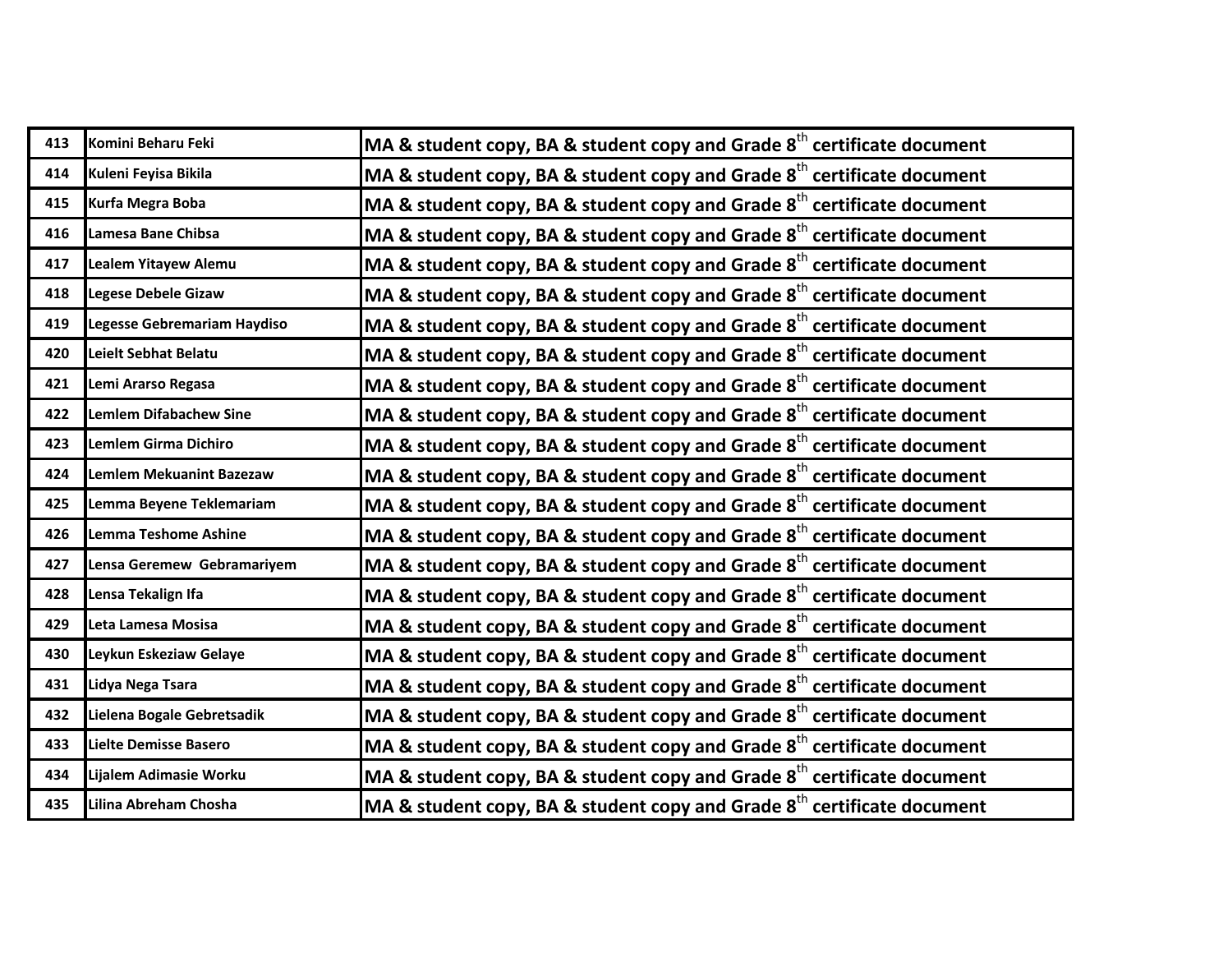| 413 | Komini Beharu Feki | MA & student copy, BA & student copy and Grade 8th certificate document |
|---|---|---|
| 414 | Kuleni Feyisa Bikila | MA & student copy, BA & student copy and Grade 8th certificate document |
| 415 | Kurfa Megra Boba | MA & student copy, BA & student copy and Grade 8th certificate document |
| 416 | Lamesa Bane Chibsa | MA & student copy, BA & student copy and Grade 8th certificate document |
| 417 | Lealem Yitayew Alemu | MA & student copy, BA & student copy and Grade 8th certificate document |
| 418 | Legese Debele Gizaw | MA & student copy, BA & student copy and Grade 8th certificate document |
| 419 | Legesse Gebremariam Haydiso | MA & student copy, BA & student copy and Grade 8th certificate document |
| 420 | Leielt Sebhat Belatu | MA & student copy, BA & student copy and Grade 8th certificate document |
| 421 | Lemi Ararso Regasa | MA & student copy, BA & student copy and Grade 8th certificate document |
| 422 | Lemlem Difabachew Sine | MA & student copy, BA & student copy and Grade 8th certificate document |
| 423 | Lemlem Girma Dichiro | MA & student copy, BA & student copy and Grade 8th certificate document |
| 424 | Lemlem Mekuanint Bazezaw | MA & student copy, BA & student copy and Grade 8th certificate document |
| 425 | Lemma Beyene Teklemariam | MA & student copy, BA & student copy and Grade 8th certificate document |
| 426 | Lemma Teshome Ashine | MA & student copy, BA & student copy and Grade 8th certificate document |
| 427 | Lensa Geremew Gebramariyem | MA & student copy, BA & student copy and Grade 8th certificate document |
| 428 | Lensa Tekalign Ifa | MA & student copy, BA & student copy and Grade 8th certificate document |
| 429 | Leta Lamesa Mosisa | MA & student copy, BA & student copy and Grade 8th certificate document |
| 430 | Leykun Eskeziaw Gelaye | MA & student copy, BA & student copy and Grade 8th certificate document |
| 431 | Lidya Nega Tsara | MA & student copy, BA & student copy and Grade 8th certificate document |
| 432 | Lielena Bogale Gebretsadik | MA & student copy, BA & student copy and Grade 8th certificate document |
| 433 | Lielte Demisse Basero | MA & student copy, BA & student copy and Grade 8th certificate document |
| 434 | Lijalem Adimasie Worku | MA & student copy, BA & student copy and Grade 8th certificate document |
| 435 | Lilina Abreham Chosha | MA & student copy, BA & student copy and Grade 8th certificate document |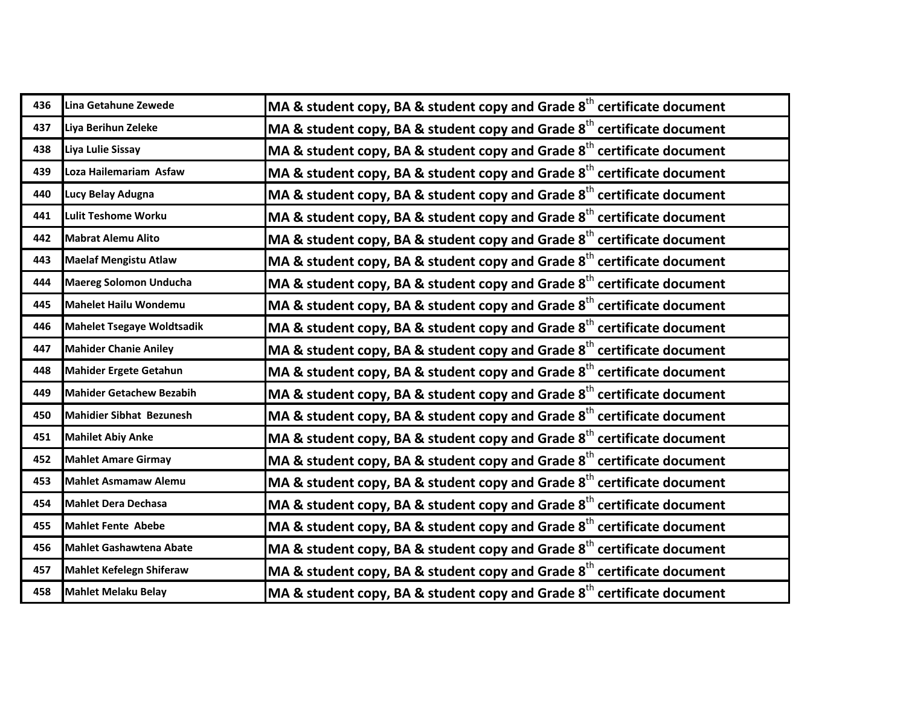| | | |
|---|---|---|
| 436 | Lina Getahune Zewede | MA & student copy, BA & student copy and Grade 8th certificate document |
| 437 | Liya Berihun Zeleke | MA & student copy, BA & student copy and Grade 8th certificate document |
| 438 | Liya Lulie Sissay | MA & student copy, BA & student copy and Grade 8th certificate document |
| 439 | Loza Hailemariam Asfaw | MA & student copy, BA & student copy and Grade 8th certificate document |
| 440 | Lucy Belay Adugna | MA & student copy, BA & student copy and Grade 8th certificate document |
| 441 | Lulit Teshome Worku | MA & student copy, BA & student copy and Grade 8th certificate document |
| 442 | Mabrat Alemu Alito | MA & student copy, BA & student copy and Grade 8th certificate document |
| 443 | Maelaf Mengistu Atlaw | MA & student copy, BA & student copy and Grade 8th certificate document |
| 444 | Maereg Solomon Unducha | MA & student copy, BA & student copy and Grade 8th certificate document |
| 445 | Mahelet Hailu Wondemu | MA & student copy, BA & student copy and Grade 8th certificate document |
| 446 | Mahelet Tsegaye Woldtsadik | MA & student copy, BA & student copy and Grade 8th certificate document |
| 447 | Mahider Chanie Aniley | MA & student copy, BA & student copy and Grade 8th certificate document |
| 448 | Mahider Ergete Getahun | MA & student copy, BA & student copy and Grade 8th certificate document |
| 449 | Mahider Getachew Bezabih | MA & student copy, BA & student copy and Grade 8th certificate document |
| 450 | Mahidier Sibhat Bezunesh | MA & student copy, BA & student copy and Grade 8th certificate document |
| 451 | Mahilet Abiy Anke | MA & student copy, BA & student copy and Grade 8th certificate document |
| 452 | Mahlet Amare Girmay | MA & student copy, BA & student copy and Grade 8th certificate document |
| 453 | Mahlet Asmamaw Alemu | MA & student copy, BA & student copy and Grade 8th certificate document |
| 454 | Mahlet Dera Dechasa | MA & student copy, BA & student copy and Grade 8th certificate document |
| 455 | Mahlet Fente Abebe | MA & student copy, BA & student copy and Grade 8th certificate document |
| 456 | Mahlet Gashawtena Abate | MA & student copy, BA & student copy and Grade 8th certificate document |
| 457 | Mahlet Kefelegn Shiferaw | MA & student copy, BA & student copy and Grade 8th certificate document |
| 458 | Mahlet Melaku Belay | MA & student copy, BA & student copy and Grade 8th certificate document |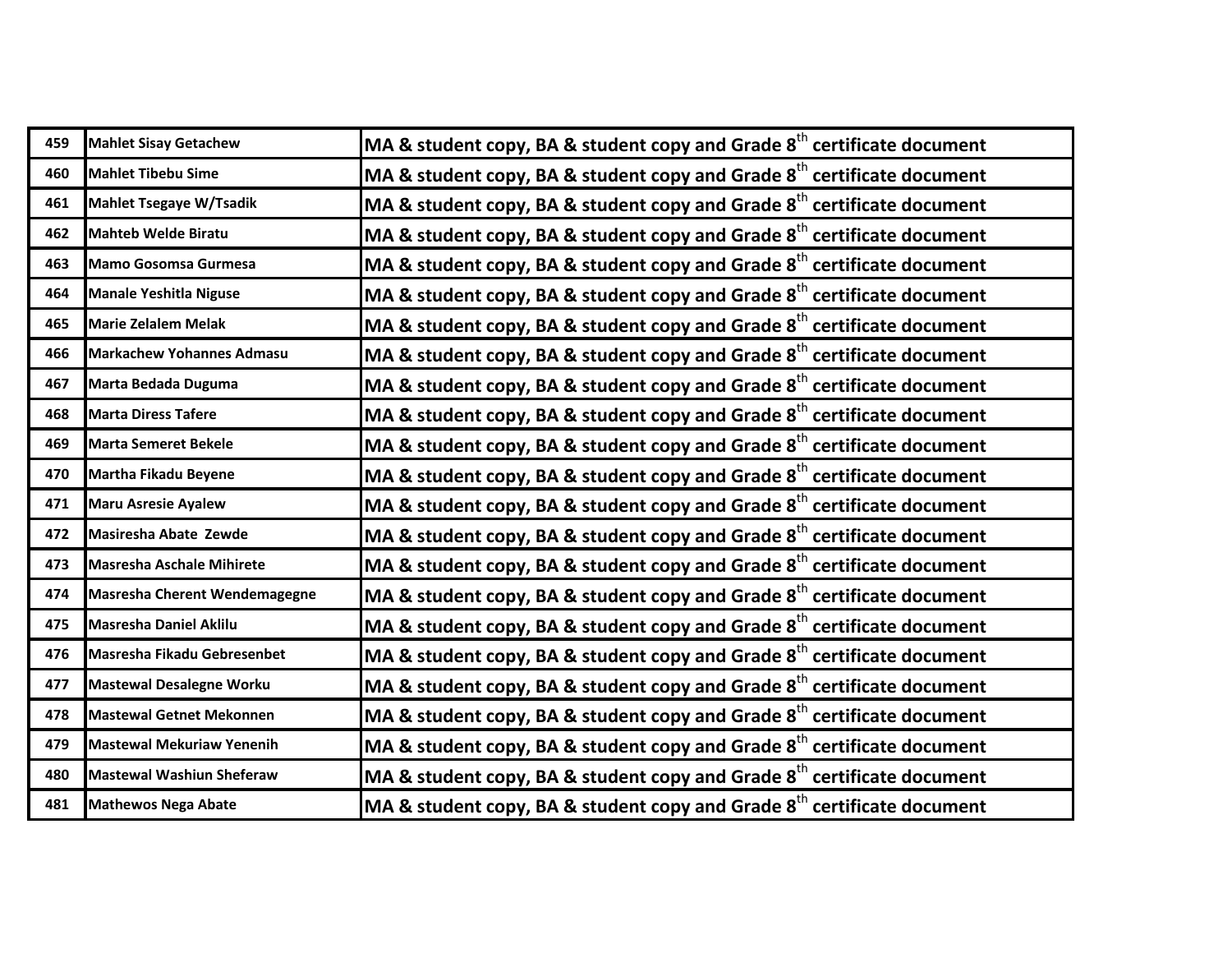| 459 | Mahlet Sisay Getachew | MA & student copy, BA & student copy and Grade 8th certificate document |
|---|---|---|
| 460 | Mahlet Tibebu Sime | MA & student copy, BA & student copy and Grade 8th certificate document |
| 461 | Mahlet Tsegaye W/Tsadik | MA & student copy, BA & student copy and Grade 8th certificate document |
| 462 | Mahteb Welde Biratu | MA & student copy, BA & student copy and Grade 8th certificate document |
| 463 | Mamo Gosomsa Gurmesa | MA & student copy, BA & student copy and Grade 8th certificate document |
| 464 | Manale Yeshitla Niguse | MA & student copy, BA & student copy and Grade 8th certificate document |
| 465 | Marie Zelalem Melak | MA & student copy, BA & student copy and Grade 8th certificate document |
| 466 | Markachew Yohannes Admasu | MA & student copy, BA & student copy and Grade 8th certificate document |
| 467 | Marta Bedada Duguma | MA & student copy, BA & student copy and Grade 8th certificate document |
| 468 | Marta Diress Tafere | MA & student copy, BA & student copy and Grade 8th certificate document |
| 469 | Marta Semeret Bekele | MA & student copy, BA & student copy and Grade 8th certificate document |
| 470 | Martha Fikadu Beyene | MA & student copy, BA & student copy and Grade 8th certificate document |
| 471 | Maru Asresie Ayalew | MA & student copy, BA & student copy and Grade 8th certificate document |
| 472 | Masiresha Abate Zewde | MA & student copy, BA & student copy and Grade 8th certificate document |
| 473 | Masresha Aschale Mihirete | MA & student copy, BA & student copy and Grade 8th certificate document |
| 474 | Masresha Cherent Wendemagegne | MA & student copy, BA & student copy and Grade 8th certificate document |
| 475 | Masresha Daniel Aklilu | MA & student copy, BA & student copy and Grade 8th certificate document |
| 476 | Masresha Fikadu Gebresenbet | MA & student copy, BA & student copy and Grade 8th certificate document |
| 477 | Mastewal Desalegne Worku | MA & student copy, BA & student copy and Grade 8th certificate document |
| 478 | Mastewal Getnet Mekonnen | MA & student copy, BA & student copy and Grade 8th certificate document |
| 479 | Mastewal Mekuriaw Yenenih | MA & student copy, BA & student copy and Grade 8th certificate document |
| 480 | Mastewal Washiun Sheferaw | MA & student copy, BA & student copy and Grade 8th certificate document |
| 481 | Mathewos Nega Abate | MA & student copy, BA & student copy and Grade 8th certificate document |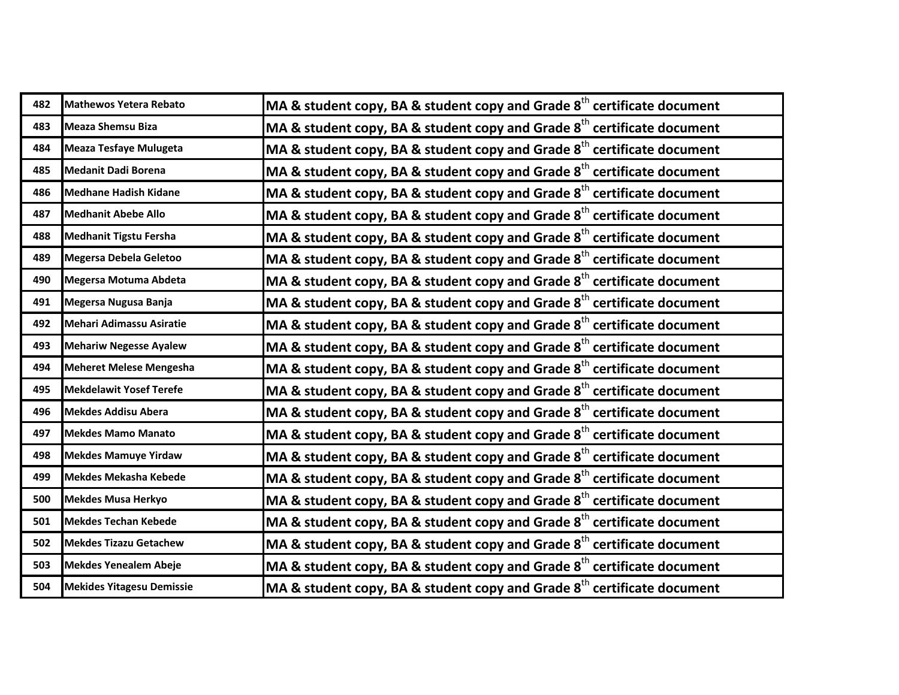| | | |
|---|---|---|
| 482 | Mathewos Yetera Rebato | MA & student copy, BA & student copy and Grade 8th certificate document |
| 483 | Meaza Shemsu Biza | MA & student copy, BA & student copy and Grade 8th certificate document |
| 484 | Meaza Tesfaye Mulugeta | MA & student copy, BA & student copy and Grade 8th certificate document |
| 485 | Medanit Dadi Borena | MA & student copy, BA & student copy and Grade 8th certificate document |
| 486 | Medhane Hadish Kidane | MA & student copy, BA & student copy and Grade 8th certificate document |
| 487 | Medhanit Abebe Allo | MA & student copy, BA & student copy and Grade 8th certificate document |
| 488 | Medhanit Tigstu Fersha | MA & student copy, BA & student copy and Grade 8th certificate document |
| 489 | Megersa Debela Geletoo | MA & student copy, BA & student copy and Grade 8th certificate document |
| 490 | Megersa Motuma Abdeta | MA & student copy, BA & student copy and Grade 8th certificate document |
| 491 | Megersa Nugusa Banja | MA & student copy, BA & student copy and Grade 8th certificate document |
| 492 | Mehari Adimassu Asiratie | MA & student copy, BA & student copy and Grade 8th certificate document |
| 493 | Mehariw Negesse Ayalew | MA & student copy, BA & student copy and Grade 8th certificate document |
| 494 | Meheret Melese Mengesha | MA & student copy, BA & student copy and Grade 8th certificate document |
| 495 | Mekdelawit Yosef Terefe | MA & student copy, BA & student copy and Grade 8th certificate document |
| 496 | Mekdes Addisu Abera | MA & student copy, BA & student copy and Grade 8th certificate document |
| 497 | Mekdes Mamo Manato | MA & student copy, BA & student copy and Grade 8th certificate document |
| 498 | Mekdes Mamuye Yirdaw | MA & student copy, BA & student copy and Grade 8th certificate document |
| 499 | Mekdes Mekasha Kebede | MA & student copy, BA & student copy and Grade 8th certificate document |
| 500 | Mekdes Musa Herkyo | MA & student copy, BA & student copy and Grade 8th certificate document |
| 501 | Mekdes Techan Kebede | MA & student copy, BA & student copy and Grade 8th certificate document |
| 502 | Mekdes Tizazu Getachew | MA & student copy, BA & student copy and Grade 8th certificate document |
| 503 | Mekdes Yenealem Abeje | MA & student copy, BA & student copy and Grade 8th certificate document |
| 504 | Mekides Yitagesu Demissie | MA & student copy, BA & student copy and Grade 8th certificate document |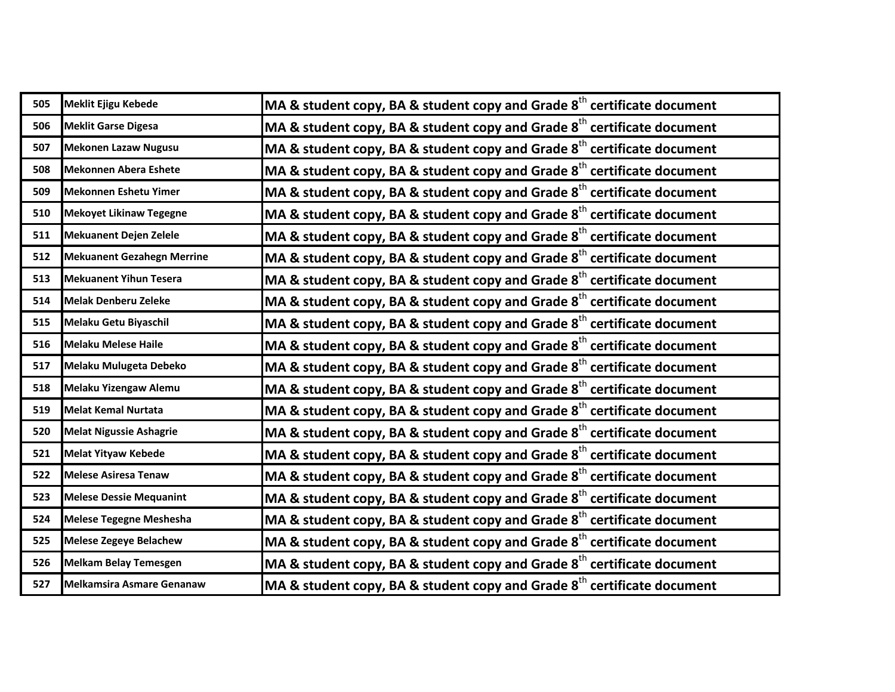| | | |
|---|---|---|
| 505 | Meklit Ejigu Kebede | MA & student copy, BA & student copy and Grade 8$^{th}$ certificate document |
| 506 | Meklit Garse Digesa | MA & student copy, BA & student copy and Grade 8$^{th}$ certificate document |
| 507 | Mekonen Lazaw Nugusu | MA & student copy, BA & student copy and Grade 8$^{th}$ certificate document |
| 508 | Mekonnen Abera Eshete | MA & student copy, BA & student copy and Grade 8$^{th}$ certificate document |
| 509 | Mekonnen Eshetu Yimer | MA & student copy, BA & student copy and Grade 8$^{th}$ certificate document |
| 510 | Mekoyet Likinaw Tegegne | MA & student copy, BA & student copy and Grade 8$^{th}$ certificate document |
| 511 | Mekuanent Dejen Zelele | MA & student copy, BA & student copy and Grade 8$^{th}$ certificate document |
| 512 | Mekuanent Gezahegn Merrine | MA & student copy, BA & student copy and Grade 8$^{th}$ certificate document |
| 513 | Mekuanent Yihun Tesera | MA & student copy, BA & student copy and Grade 8$^{th}$ certificate document |
| 514 | Melak Denberu Zeleke | MA & student copy, BA & student copy and Grade 8$^{th}$ certificate document |
| 515 | Melaku Getu Biyaschil | MA & student copy, BA & student copy and Grade 8$^{th}$ certificate document |
| 516 | Melaku Melese Haile | MA & student copy, BA & student copy and Grade 8$^{th}$ certificate document |
| 517 | Melaku Mulugeta Debeko | MA & student copy, BA & student copy and Grade 8$^{th}$ certificate document |
| 518 | Melaku Yizengaw Alemu | MA & student copy, BA & student copy and Grade 8$^{th}$ certificate document |
| 519 | Melat Kemal Nurtata | MA & student copy, BA & student copy and Grade 8$^{th}$ certificate document |
| 520 | Melat Nigussie Ashagrie | MA & student copy, BA & student copy and Grade 8$^{th}$ certificate document |
| 521 | Melat Yityaw Kebede | MA & student copy, BA & student copy and Grade 8$^{th}$ certificate document |
| 522 | Melese Asiresa Tenaw | MA & student copy, BA & student copy and Grade 8$^{th}$ certificate document |
| 523 | Melese Dessie Mequanint | MA & student copy, BA & student copy and Grade 8$^{th}$ certificate document |
| 524 | Melese Tegegne Meshesha | MA & student copy, BA & student copy and Grade 8$^{th}$ certificate document |
| 525 | Melese Zegeye Belachew | MA & student copy, BA & student copy and Grade 8$^{th}$ certificate document |
| 526 | Melkam Belay Temesgen | MA & student copy, BA & student copy and Grade 8$^{th}$ certificate document |
| 527 | Melkamsira Asmare Genanaw | MA & student copy, BA & student copy and Grade 8$^{th}$ certificate document |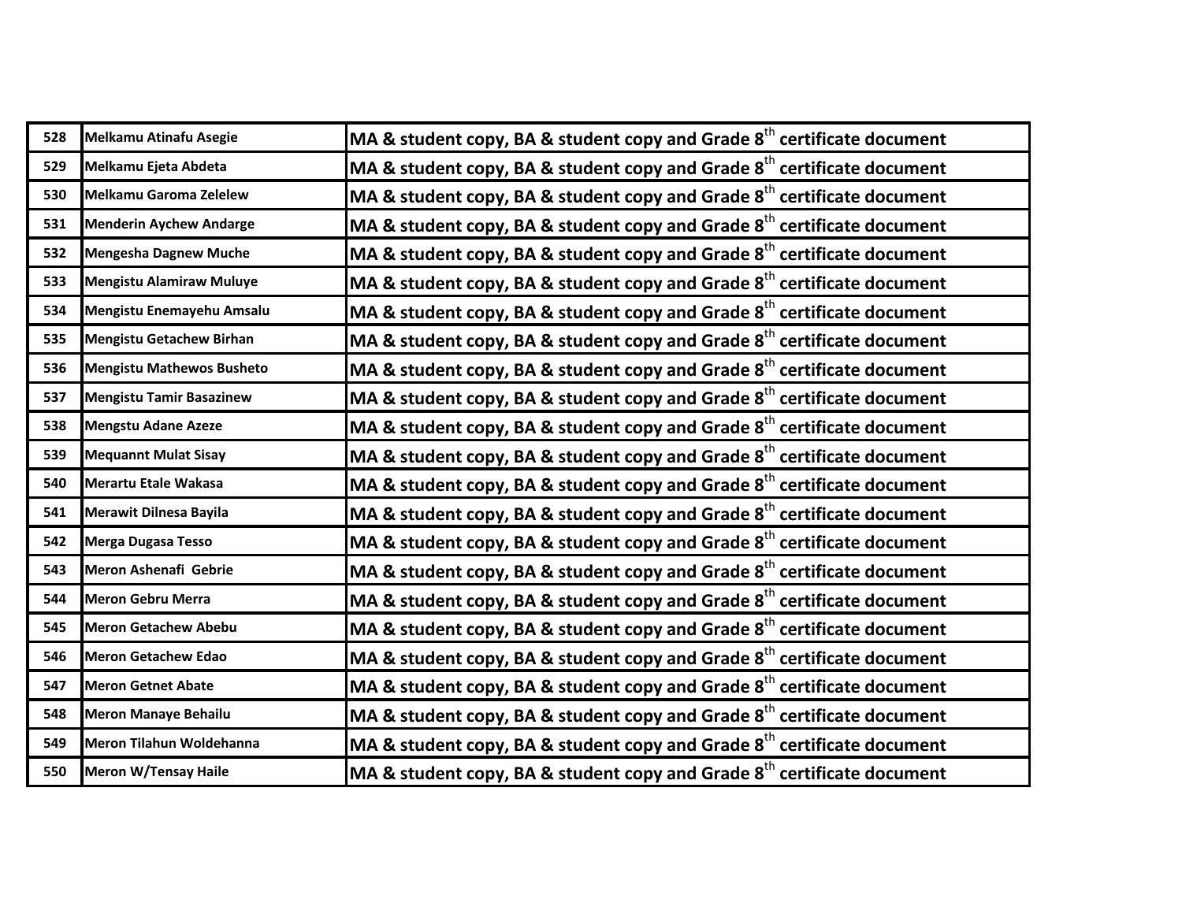| 528 | Melkamu Atinafu Asegie | MA & student copy, BA & student copy and Grade 8th certificate document |
|---|---|---|
| 529 | Melkamu Ejeta Abdeta | MA & student copy, BA & student copy and Grade 8th certificate document |
| 530 | Melkamu Garoma Zelelew | MA & student copy, BA & student copy and Grade 8th certificate document |
| 531 | Menderin Aychew Andarge | MA & student copy, BA & student copy and Grade 8th certificate document |
| 532 | Mengesha Dagnew Muche | MA & student copy, BA & student copy and Grade 8th certificate document |
| 533 | Mengistu Alamiraw Muluye | MA & student copy, BA & student copy and Grade 8th certificate document |
| 534 | Mengistu Enemayehu Amsalu | MA & student copy, BA & student copy and Grade 8th certificate document |
| 535 | Mengistu Getachew Birhan | MA & student copy, BA & student copy and Grade 8th certificate document |
| 536 | Mengistu Mathewos Busheto | MA & student copy, BA & student copy and Grade 8th certificate document |
| 537 | Mengistu Tamir Basazinew | MA & student copy, BA & student copy and Grade 8th certificate document |
| 538 | Mengstu Adane Azeze | MA & student copy, BA & student copy and Grade 8th certificate document |
| 539 | Mequannt Mulat Sisay | MA & student copy, BA & student copy and Grade 8th certificate document |
| 540 | Merartu Etale Wakasa | MA & student copy, BA & student copy and Grade 8th certificate document |
| 541 | Merawit Dilnesa Bayila | MA & student copy, BA & student copy and Grade 8th certificate document |
| 542 | Merga Dugasa Tesso | MA & student copy, BA & student copy and Grade 8th certificate document |
| 543 | Meron Ashenafi Gebrie | MA & student copy, BA & student copy and Grade 8th certificate document |
| 544 | Meron Gebru Merra | MA & student copy, BA & student copy and Grade 8th certificate document |
| 545 | Meron Getachew Abebu | MA & student copy, BA & student copy and Grade 8th certificate document |
| 546 | Meron Getachew Edao | MA & student copy, BA & student copy and Grade 8th certificate document |
| 547 | Meron Getnet Abate | MA & student copy, BA & student copy and Grade 8th certificate document |
| 548 | Meron Manaye Behailu | MA & student copy, BA & student copy and Grade 8th certificate document |
| 549 | Meron Tilahun Woldehanna | MA & student copy, BA & student copy and Grade 8th certificate document |
| 550 | Meron W/Tensay Haile | MA & student copy, BA & student copy and Grade 8th certificate document |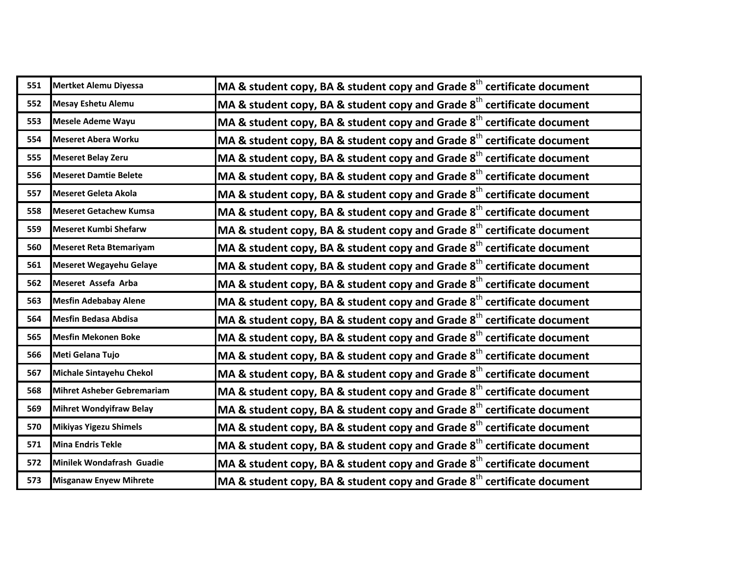| | | |
|---|---|---|
| 551 | Mertket Alemu Diyessa | MA & student copy, BA & student copy and Grade 8th certificate document |
| 552 | Mesay Eshetu Alemu | MA & student copy, BA & student copy and Grade 8th certificate document |
| 553 | Mesele Ademe Wayu | MA & student copy, BA & student copy and Grade 8th certificate document |
| 554 | Meseret Abera Worku | MA & student copy, BA & student copy and Grade 8th certificate document |
| 555 | Meseret Belay Zeru | MA & student copy, BA & student copy and Grade 8th certificate document |
| 556 | Meseret Damtie Belete | MA & student copy, BA & student copy and Grade 8th certificate document |
| 557 | Meseret Geleta Akola | MA & student copy, BA & student copy and Grade 8th certificate document |
| 558 | Meseret Getachew Kumsa | MA & student copy, BA & student copy and Grade 8th certificate document |
| 559 | Meseret Kumbi Shefarw | MA & student copy, BA & student copy and Grade 8th certificate document |
| 560 | Meseret Reta Btemariyam | MA & student copy, BA & student copy and Grade 8th certificate document |
| 561 | Meseret Wegayehu Gelaye | MA & student copy, BA & student copy and Grade 8th certificate document |
| 562 | Meseret Assefa Arba | MA & student copy, BA & student copy and Grade 8th certificate document |
| 563 | Mesfin Adebabay Alene | MA & student copy, BA & student copy and Grade 8th certificate document |
| 564 | Mesfin Bedasa Abdisa | MA & student copy, BA & student copy and Grade 8th certificate document |
| 565 | Mesfin Mekonen Boke | MA & student copy, BA & student copy and Grade 8th certificate document |
| 566 | Meti Gelana Tujo | MA & student copy, BA & student copy and Grade 8th certificate document |
| 567 | Michale Sintayehu Chekol | MA & student copy, BA & student copy and Grade 8th certificate document |
| 568 | Mihret Asheber Gebremariam | MA & student copy, BA & student copy and Grade 8th certificate document |
| 569 | Mihret Wondyifraw Belay | MA & student copy, BA & student copy and Grade 8th certificate document |
| 570 | Mikiyas Yigezu Shimels | MA & student copy, BA & student copy and Grade 8th certificate document |
| 571 | Mina Endris Tekle | MA & student copy, BA & student copy and Grade 8th certificate document |
| 572 | Minilek Wondafrash Guadie | MA & student copy, BA & student copy and Grade 8th certificate document |
| 573 | Misganaw Enyew Mihrete | MA & student copy, BA & student copy and Grade 8th certificate document |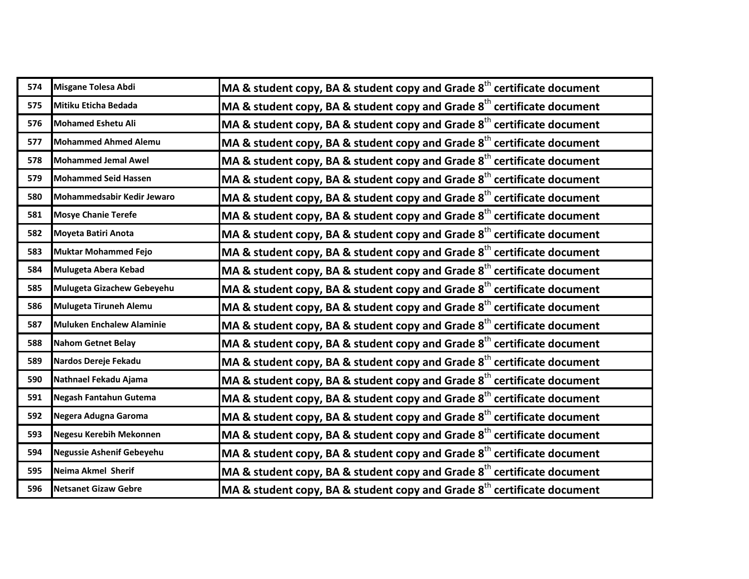| 574 | Misgane Tolesa Abdi | MA & student copy, BA & student copy and Grade 8th certificate document |
|---|---|---|
| 575 | Mitiku Eticha Bedada | MA & student copy, BA & student copy and Grade 8th certificate document |
| 576 | Mohamed Eshetu Ali | MA & student copy, BA & student copy and Grade 8th certificate document |
| 577 | Mohammed Ahmed Alemu | MA & student copy, BA & student copy and Grade 8th certificate document |
| 578 | Mohammed Jemal Awel | MA & student copy, BA & student copy and Grade 8th certificate document |
| 579 | Mohammed Seid Hassen | MA & student copy, BA & student copy and Grade 8th certificate document |
| 580 | Mohammedsabir Kedir Jewaro | MA & student copy, BA & student copy and Grade 8th certificate document |
| 581 | Mosye Chanie Terefe | MA & student copy, BA & student copy and Grade 8th certificate document |
| 582 | Moyeta Batiri Anota | MA & student copy, BA & student copy and Grade 8th certificate document |
| 583 | Muktar Mohammed Fejo | MA & student copy, BA & student copy and Grade 8th certificate document |
| 584 | Mulugeta Abera Kebad | MA & student copy, BA & student copy and Grade 8th certificate document |
| 585 | Mulugeta Gizachew Gebeyehu | MA & student copy, BA & student copy and Grade 8th certificate document |
| 586 | Mulugeta Tiruneh Alemu | MA & student copy, BA & student copy and Grade 8th certificate document |
| 587 | Muluken Enchalew Alaminie | MA & student copy, BA & student copy and Grade 8th certificate document |
| 588 | Nahom Getnet Belay | MA & student copy, BA & student copy and Grade 8th certificate document |
| 589 | Nardos Dereje Fekadu | MA & student copy, BA & student copy and Grade 8th certificate document |
| 590 | Nathnael Fekadu Ajama | MA & student copy, BA & student copy and Grade 8th certificate document |
| 591 | Negash Fantahun Gutema | MA & student copy, BA & student copy and Grade 8th certificate document |
| 592 | Negera Adugna Garoma | MA & student copy, BA & student copy and Grade 8th certificate document |
| 593 | Negesu Kerebih Mekonnen | MA & student copy, BA & student copy and Grade 8th certificate document |
| 594 | Negussie Ashenif Gebeyehu | MA & student copy, BA & student copy and Grade 8th certificate document |
| 595 | Neima Akmel Sherif | MA & student copy, BA & student copy and Grade 8th certificate document |
| 596 | Netsanet Gizaw Gebre | MA & student copy, BA & student copy and Grade 8th certificate document |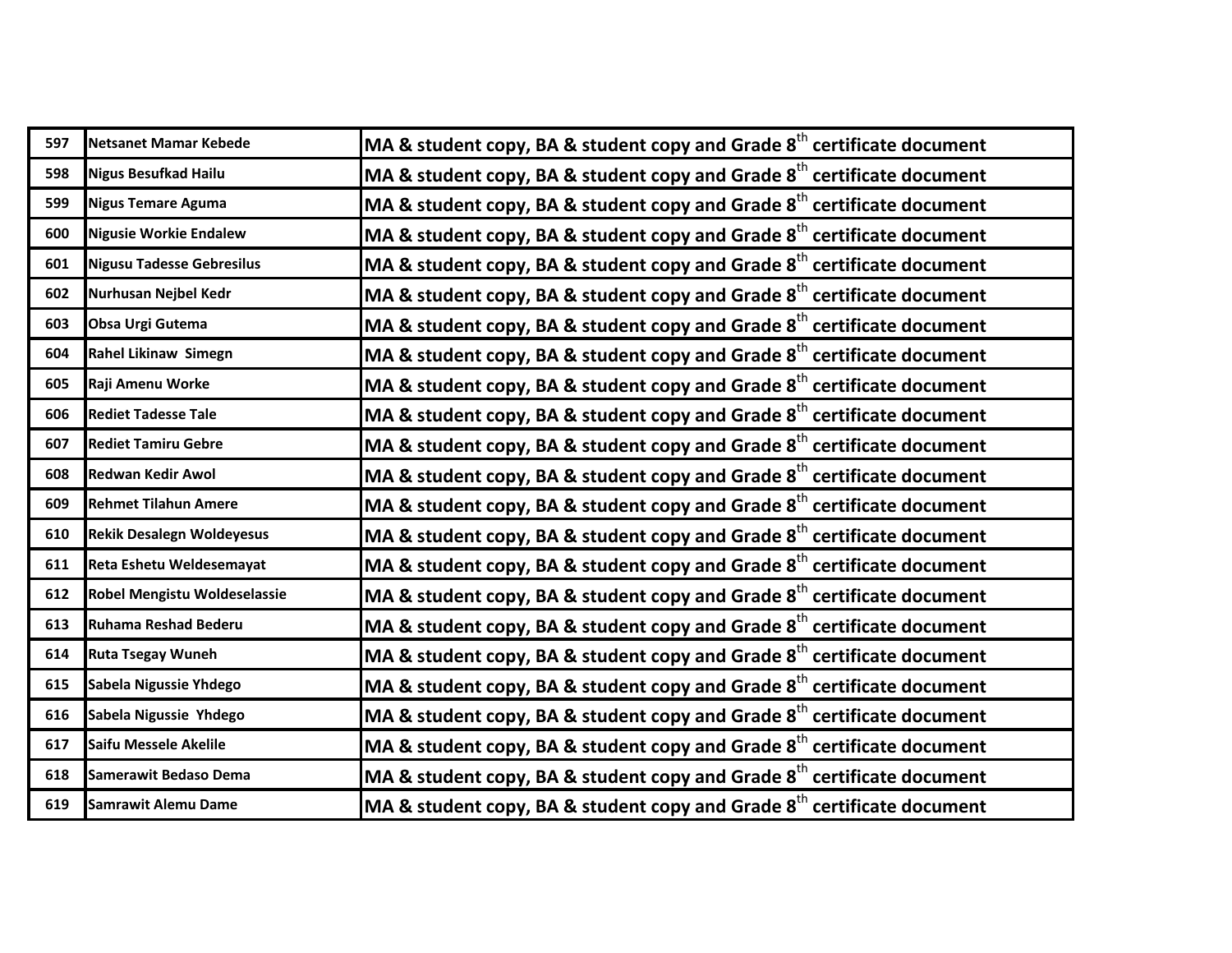| 597 | Netsanet Mamar Kebede | MA & student copy, BA & student copy and Grade 8th certificate document |
|---|---|---|
| 598 | Nigus Besufkad Hailu | MA & student copy, BA & student copy and Grade 8th certificate document |
| 599 | Nigus Temare Aguma | MA & student copy, BA & student copy and Grade 8th certificate document |
| 600 | Nigusie Workie Endalew | MA & student copy, BA & student copy and Grade 8th certificate document |
| 601 | Nigusu Tadesse Gebresilus | MA & student copy, BA & student copy and Grade 8th certificate document |
| 602 | Nurhusan Nejbel Kedr | MA & student copy, BA & student copy and Grade 8th certificate document |
| 603 | Obsa Urgi Gutema | MA & student copy, BA & student copy and Grade 8th certificate document |
| 604 | Rahel Likinaw Simegn | MA & student copy, BA & student copy and Grade 8th certificate document |
| 605 | Raji Amenu Worke | MA & student copy, BA & student copy and Grade 8th certificate document |
| 606 | Rediet Tadesse Tale | MA & student copy, BA & student copy and Grade 8th certificate document |
| 607 | Rediet Tamiru Gebre | MA & student copy, BA & student copy and Grade 8th certificate document |
| 608 | Redwan Kedir Awol | MA & student copy, BA & student copy and Grade 8th certificate document |
| 609 | Rehmet Tilahun Amere | MA & student copy, BA & student copy and Grade 8th certificate document |
| 610 | Rekik Desalegn Woldeyesus | MA & student copy, BA & student copy and Grade 8th certificate document |
| 611 | Reta Eshetu Weldesemayat | MA & student copy, BA & student copy and Grade 8th certificate document |
| 612 | Robel Mengistu Woldeselassie | MA & student copy, BA & student copy and Grade 8th certificate document |
| 613 | Ruhama Reshad Bederu | MA & student copy, BA & student copy and Grade 8th certificate document |
| 614 | Ruta Tsegay Wuneh | MA & student copy, BA & student copy and Grade 8th certificate document |
| 615 | Sabela Nigussie Yhdego | MA & student copy, BA & student copy and Grade 8th certificate document |
| 616 | Sabela Nigussie Yhdego | MA & student copy, BA & student copy and Grade 8th certificate document |
| 617 | Saifu Messele Akelile | MA & student copy, BA & student copy and Grade 8th certificate document |
| 618 | Samerawit Bedaso Dema | MA & student copy, BA & student copy and Grade 8th certificate document |
| 619 | Samrawit Alemu Dame | MA & student copy, BA & student copy and Grade 8th certificate document |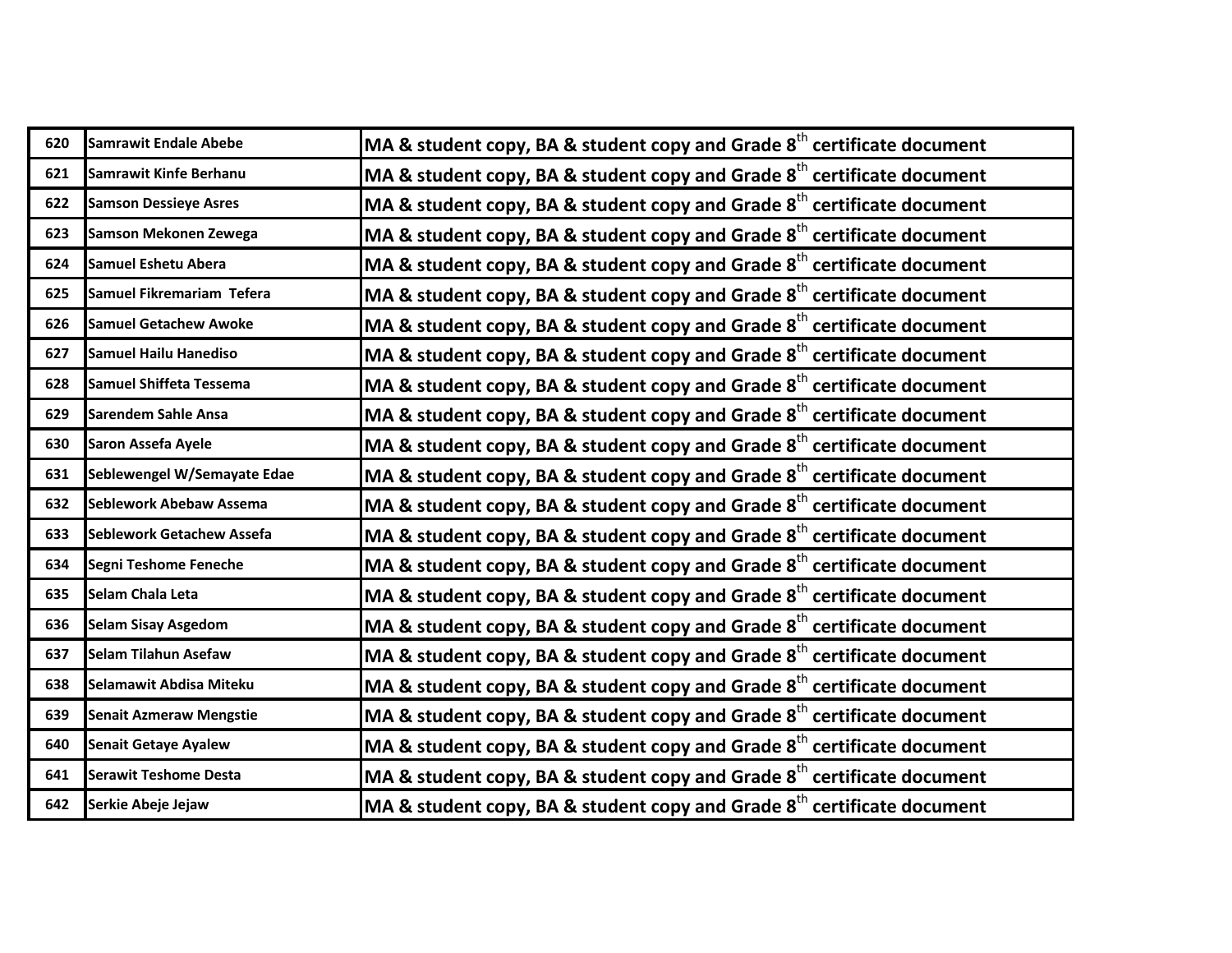| 620 | Samrawit Endale Abebe | MA & student copy, BA & student copy and Grade 8th certificate document |
|---|---|---|
| 621 | Samrawit Kinfe Berhanu | MA & student copy, BA & student copy and Grade 8th certificate document |
| 622 | Samson Dessieye Asres | MA & student copy, BA & student copy and Grade 8th certificate document |
| 623 | Samson Mekonen Zewega | MA & student copy, BA & student copy and Grade 8th certificate document |
| 624 | Samuel Eshetu Abera | MA & student copy, BA & student copy and Grade 8th certificate document |
| 625 | Samuel Fikremariam Tefera | MA & student copy, BA & student copy and Grade 8th certificate document |
| 626 | Samuel Getachew Awoke | MA & student copy, BA & student copy and Grade 8th certificate document |
| 627 | Samuel Hailu Hanediso | MA & student copy, BA & student copy and Grade 8th certificate document |
| 628 | Samuel Shiffeta Tessema | MA & student copy, BA & student copy and Grade 8th certificate document |
| 629 | Sarendem Sahle Ansa | MA & student copy, BA & student copy and Grade 8th certificate document |
| 630 | Saron Assefa Ayele | MA & student copy, BA & student copy and Grade 8th certificate document |
| 631 | Seblewengel W/Semayate Edae | MA & student copy, BA & student copy and Grade 8th certificate document |
| 632 | Seblework Abebaw Assema | MA & student copy, BA & student copy and Grade 8th certificate document |
| 633 | Seblework Getachew Assefa | MA & student copy, BA & student copy and Grade 8th certificate document |
| 634 | Segni Teshome Feneche | MA & student copy, BA & student copy and Grade 8th certificate document |
| 635 | Selam Chala Leta | MA & student copy, BA & student copy and Grade 8th certificate document |
| 636 | Selam Sisay Asgedom | MA & student copy, BA & student copy and Grade 8th certificate document |
| 637 | Selam Tilahun Asefaw | MA & student copy, BA & student copy and Grade 8th certificate document |
| 638 | Selamawit Abdisa Miteku | MA & student copy, BA & student copy and Grade 8th certificate document |
| 639 | Senait Azmeraw Mengstie | MA & student copy, BA & student copy and Grade 8th certificate document |
| 640 | Senait Getaye Ayalew | MA & student copy, BA & student copy and Grade 8th certificate document |
| 641 | Serawit Teshome Desta | MA & student copy, BA & student copy and Grade 8th certificate document |
| 642 | Serkie Abeje Jejaw | MA & student copy, BA & student copy and Grade 8th certificate document |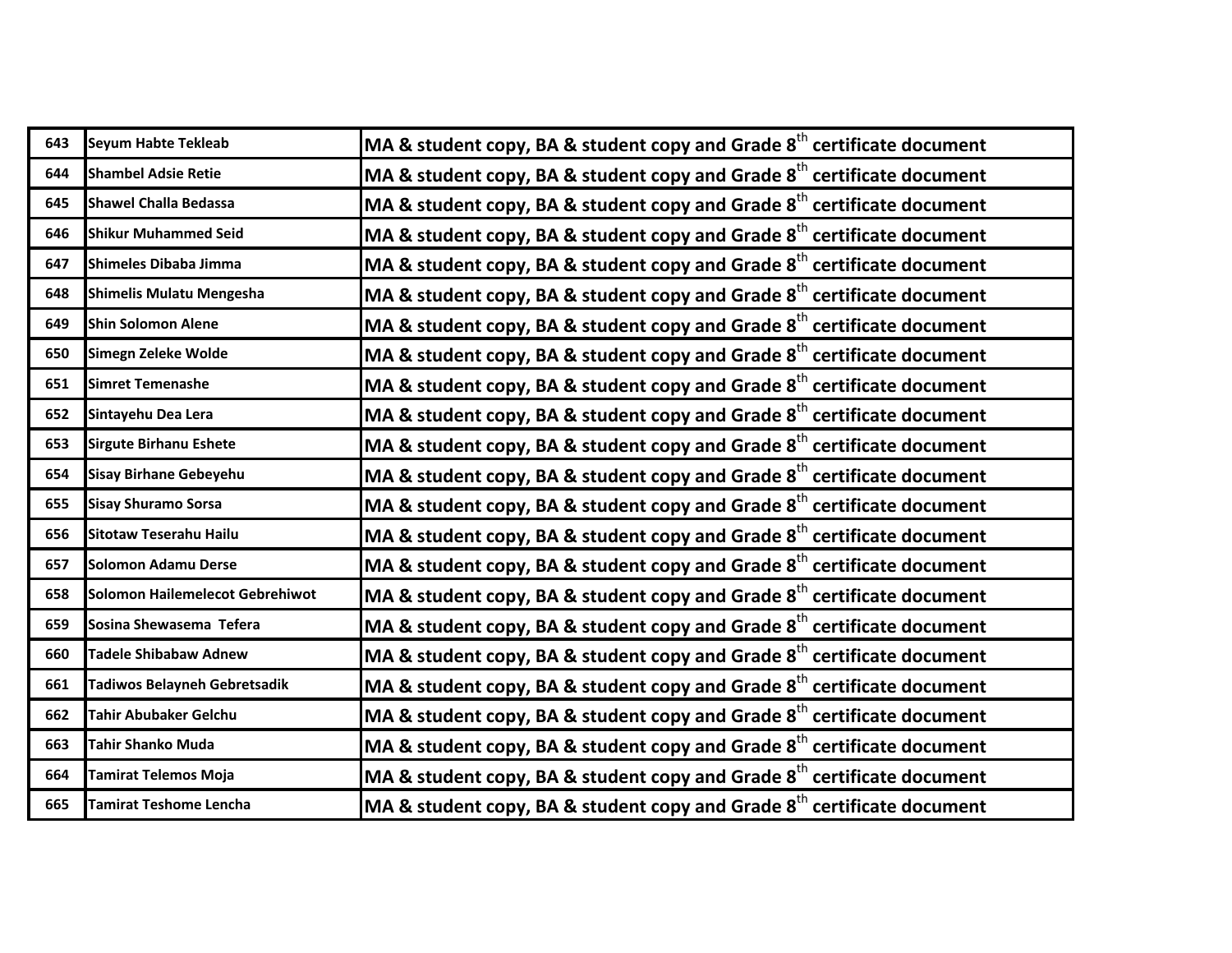| 643 | Seyum Habte Tekleab | MA & student copy, BA & student copy and Grade 8th certificate document |
|---|---|---|
| 644 | Shambel Adsie Retie | MA & student copy, BA & student copy and Grade 8th certificate document |
| 645 | Shawel Challa Bedassa | MA & student copy, BA & student copy and Grade 8th certificate document |
| 646 | Shikur Muhammed Seid | MA & student copy, BA & student copy and Grade 8th certificate document |
| 647 | Shimeles Dibaba Jimma | MA & student copy, BA & student copy and Grade 8th certificate document |
| 648 | Shimelis Mulatu Mengesha | MA & student copy, BA & student copy and Grade 8th certificate document |
| 649 | Shin Solomon Alene | MA & student copy, BA & student copy and Grade 8th certificate document |
| 650 | Simegn Zeleke Wolde | MA & student copy, BA & student copy and Grade 8th certificate document |
| 651 | Simret Temenashe | MA & student copy, BA & student copy and Grade 8th certificate document |
| 652 | Sintayehu Dea Lera | MA & student copy, BA & student copy and Grade 8th certificate document |
| 653 | Sirgute Birhanu Eshete | MA & student copy, BA & student copy and Grade 8th certificate document |
| 654 | Sisay Birhane Gebeyehu | MA & student copy, BA & student copy and Grade 8th certificate document |
| 655 | Sisay Shuramo Sorsa | MA & student copy, BA & student copy and Grade 8th certificate document |
| 656 | Sitotaw Teserahu Hailu | MA & student copy, BA & student copy and Grade 8th certificate document |
| 657 | Solomon Adamu Derse | MA & student copy, BA & student copy and Grade 8th certificate document |
| 658 | Solomon Hailemelecot Gebrehiwot | MA & student copy, BA & student copy and Grade 8th certificate document |
| 659 | Sosina Shewasema Tefera | MA & student copy, BA & student copy and Grade 8th certificate document |
| 660 | Tadele Shibabaw Adnew | MA & student copy, BA & student copy and Grade 8th certificate document |
| 661 | Tadiwos Belayneh Gebretsadik | MA & student copy, BA & student copy and Grade 8th certificate document |
| 662 | Tahir Abubaker Gelchu | MA & student copy, BA & student copy and Grade 8th certificate document |
| 663 | Tahir Shanko Muda | MA & student copy, BA & student copy and Grade 8th certificate document |
| 664 | Tamirat Telemos Moja | MA & student copy, BA & student copy and Grade 8th certificate document |
| 665 | Tamirat Teshome Lencha | MA & student copy, BA & student copy and Grade 8th certificate document |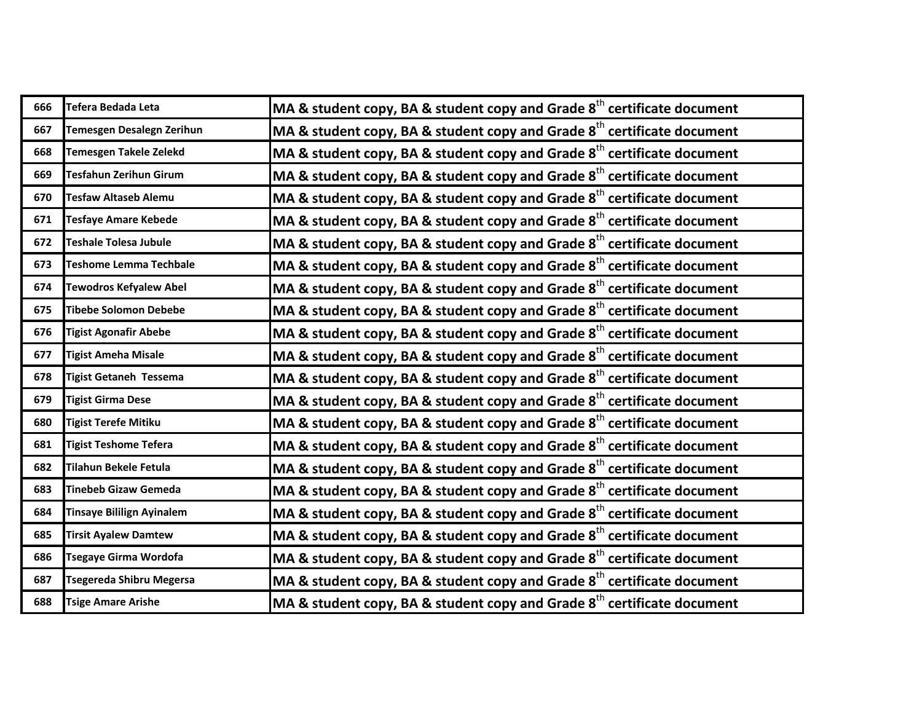| 666 | Tefera Bedada Leta | MA & student copy, BA & student copy and Grade 8$^{th}$ certificate document |
|---|---|---|
| 667 | Temesgen Desalegn Zerihun | MA & student copy, BA & student copy and Grade 8$^{th}$ certificate document |
| 668 | Temesgen Takele Zelekd | MA & student copy, BA & student copy and Grade 8$^{th}$ certificate document |
| 669 | Tesfahun Zerihun Girum | MA & student copy, BA & student copy and Grade 8$^{th}$ certificate document |
| 670 | Tesfaw Altaseb Alemu | MA & student copy, BA & student copy and Grade 8$^{th}$ certificate document |
| 671 | Tesfaye Amare Kebede | MA & student copy, BA & student copy and Grade 8$^{th}$ certificate document |
| 672 | Teshale Tolesa Jubule | MA & student copy, BA & student copy and Grade 8$^{th}$ certificate document |
| 673 | Teshome Lemma Techbale | MA & student copy, BA & student copy and Grade 8$^{th}$ certificate document |
| 674 | Tewodros Kefyalew Abel | MA & student copy, BA & student copy and Grade 8$^{th}$ certificate document |
| 675 | Tibebe Solomon Debebe | MA & student copy, BA & student copy and Grade 8$^{th}$ certificate document |
| 676 | Tigist Agonafir Abebe | MA & student copy, BA & student copy and Grade 8$^{th}$ certificate document |
| 677 | Tigist Ameha Misale | MA & student copy, BA & student copy and Grade 8$^{th}$ certificate document |
| 678 | Tigist Getaneh Tessema | MA & student copy, BA & student copy and Grade 8$^{th}$ certificate document |
| 679 | Tigist Girma Dese | MA & student copy, BA & student copy and Grade 8$^{th}$ certificate document |
| 680 | Tigist Terefe Mitiku | MA & student copy, BA & student copy and Grade 8$^{th}$ certificate document |
| 681 | Tigist Teshome Tefera | MA & student copy, BA & student copy and Grade 8$^{th}$ certificate document |
| 682 | Tilahun Bekele Fetula | MA & student copy, BA & student copy and Grade 8$^{th}$ certificate document |
| 683 | Tinebeb Gizaw Gemeda | MA & student copy, BA & student copy and Grade 8$^{th}$ certificate document |
| 684 | Tinsaye Bililign Ayinalem | MA & student copy, BA & student copy and Grade 8$^{th}$ certificate document |
| 685 | Tirsit Ayalew Damtew | MA & student copy, BA & student copy and Grade 8$^{th}$ certificate document |
| 686 | Tsegaye Girma Wordofa | MA & student copy, BA & student copy and Grade 8$^{th}$ certificate document |
| 687 | Tsegereda Shibru Megersa | MA & student copy, BA & student copy and Grade 8$^{th}$ certificate document |
| 688 | Tsige Amare Arishe | MA & student copy, BA & student copy and Grade 8$^{th}$ certificate document |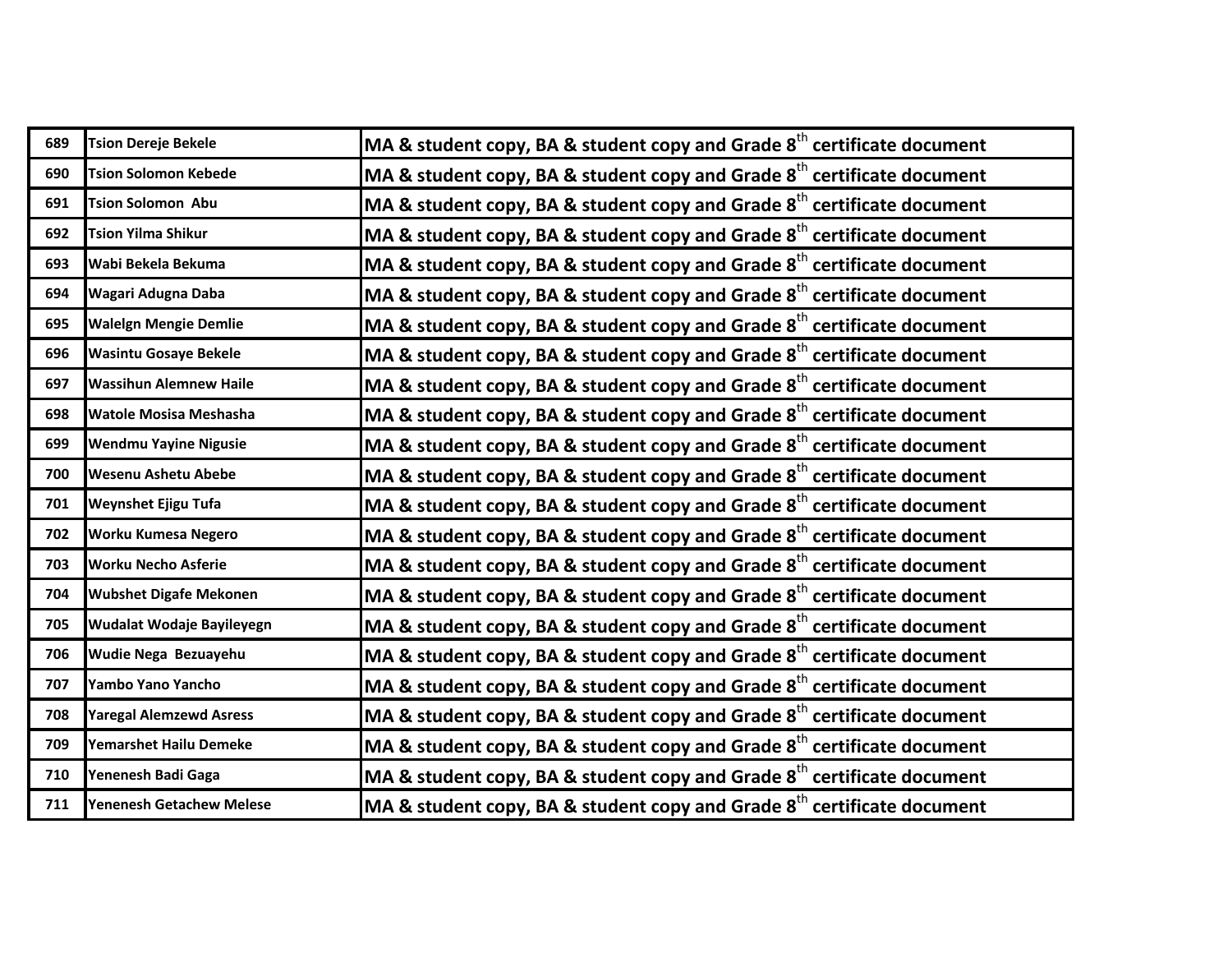| | | |
|---|---|---|
| 689 | Tsion Dereje Bekele | MA & student copy, BA & student copy and Grade 8th certificate document |
| 690 | Tsion Solomon Kebede | MA & student copy, BA & student copy and Grade 8th certificate document |
| 691 | Tsion Solomon Abu | MA & student copy, BA & student copy and Grade 8th certificate document |
| 692 | Tsion Yilma Shikur | MA & student copy, BA & student copy and Grade 8th certificate document |
| 693 | Wabi Bekela Bekuma | MA & student copy, BA & student copy and Grade 8th certificate document |
| 694 | Wagari Adugna Daba | MA & student copy, BA & student copy and Grade 8th certificate document |
| 695 | Walelgn Mengie Demlie | MA & student copy, BA & student copy and Grade 8th certificate document |
| 696 | Wasintu Gosaye Bekele | MA & student copy, BA & student copy and Grade 8th certificate document |
| 697 | Wassihun Alemnew Haile | MA & student copy, BA & student copy and Grade 8th certificate document |
| 698 | Watole Mosisa Meshasha | MA & student copy, BA & student copy and Grade 8th certificate document |
| 699 | Wendmu Yayine Nigusie | MA & student copy, BA & student copy and Grade 8th certificate document |
| 700 | Wesenu Ashetu Abebe | MA & student copy, BA & student copy and Grade 8th certificate document |
| 701 | Weynshet Ejigu Tufa | MA & student copy, BA & student copy and Grade 8th certificate document |
| 702 | Worku Kumesa Negero | MA & student copy, BA & student copy and Grade 8th certificate document |
| 703 | Worku Necho Asferie | MA & student copy, BA & student copy and Grade 8th certificate document |
| 704 | Wubshet Digafe Mekonen | MA & student copy, BA & student copy and Grade 8th certificate document |
| 705 | Wudalat Wodaje Bayileyegn | MA & student copy, BA & student copy and Grade 8th certificate document |
| 706 | Wudie Nega Bezuayehu | MA & student copy, BA & student copy and Grade 8th certificate document |
| 707 | Yambo Yano Yancho | MA & student copy, BA & student copy and Grade 8th certificate document |
| 708 | Yaregal Alemzewd Asress | MA & student copy, BA & student copy and Grade 8th certificate document |
| 709 | Yemarshet Hailu Demeke | MA & student copy, BA & student copy and Grade 8th certificate document |
| 710 | Yenenesh Badi Gaga | MA & student copy, BA & student copy and Grade 8th certificate document |
| 711 | Yenenesh Getachew Melese | MA & student copy, BA & student copy and Grade 8th certificate document |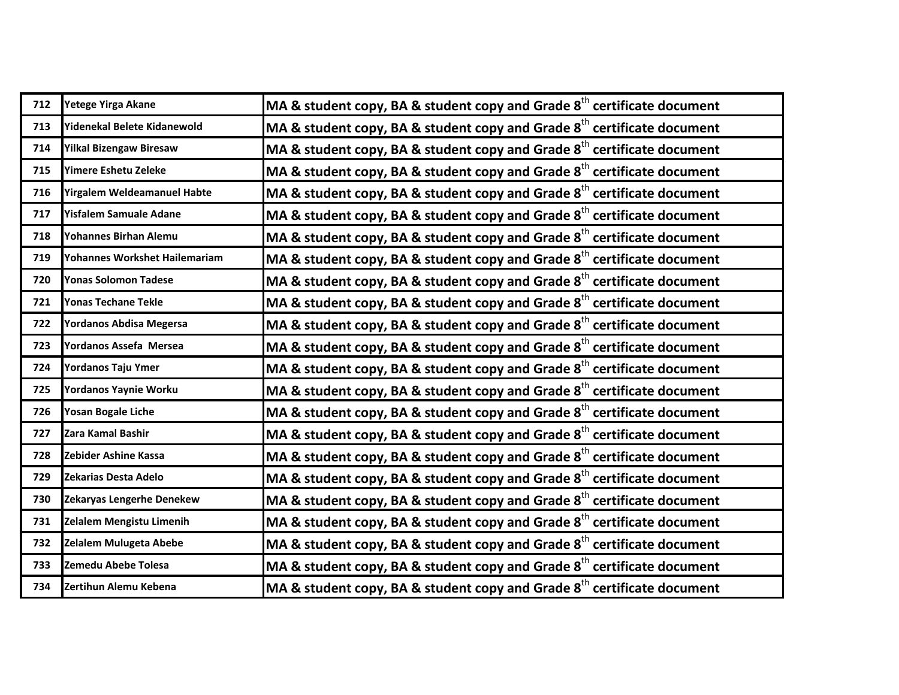| 712 | Yetege Yirga Akane | MA & student copy, BA & student copy and Grade 8th certificate document |
|---|---|---|
| 713 | Yidenekal Belete Kidanewold | MA & student copy, BA & student copy and Grade 8th certificate document |
| 714 | Yilkal Bizengaw Biresaw | MA & student copy, BA & student copy and Grade 8th certificate document |
| 715 | Yimere Eshetu Zeleke | MA & student copy, BA & student copy and Grade 8th certificate document |
| 716 | Yirgalem Weldeamanuel Habte | MA & student copy, BA & student copy and Grade 8th certificate document |
| 717 | Yisfalem Samuale Adane | MA & student copy, BA & student copy and Grade 8th certificate document |
| 718 | Yohannes Birhan Alemu | MA & student copy, BA & student copy and Grade 8th certificate document |
| 719 | Yohannes Workshet Hailemariam | MA & student copy, BA & student copy and Grade 8th certificate document |
| 720 | Yonas Solomon Tadese | MA & student copy, BA & student copy and Grade 8th certificate document |
| 721 | Yonas Techane Tekle | MA & student copy, BA & student copy and Grade 8th certificate document |
| 722 | Yordanos Abdisa Megersa | MA & student copy, BA & student copy and Grade 8th certificate document |
| 723 | Yordanos Assefa Mersea | MA & student copy, BA & student copy and Grade 8th certificate document |
| 724 | Yordanos Taju Ymer | MA & student copy, BA & student copy and Grade 8th certificate document |
| 725 | Yordanos Yaynie Worku | MA & student copy, BA & student copy and Grade 8th certificate document |
| 726 | Yosan Bogale Liche | MA & student copy, BA & student copy and Grade 8th certificate document |
| 727 | Zara Kamal Bashir | MA & student copy, BA & student copy and Grade 8th certificate document |
| 728 | Zebider Ashine Kassa | MA & student copy, BA & student copy and Grade 8th certificate document |
| 729 | Zekarias Desta Adelo | MA & student copy, BA & student copy and Grade 8th certificate document |
| 730 | Zekaryas Lengerhe Denekew | MA & student copy, BA & student copy and Grade 8th certificate document |
| 731 | Zelalem Mengistu Limenih | MA & student copy, BA & student copy and Grade 8th certificate document |
| 732 | Zelalem Mulugeta Abebe | MA & student copy, BA & student copy and Grade 8th certificate document |
| 733 | Zemedu Abebe Tolesa | MA & student copy, BA & student copy and Grade 8th certificate document |
| 734 | Zertihun Alemu Kebena | MA & student copy, BA & student copy and Grade 8th certificate document |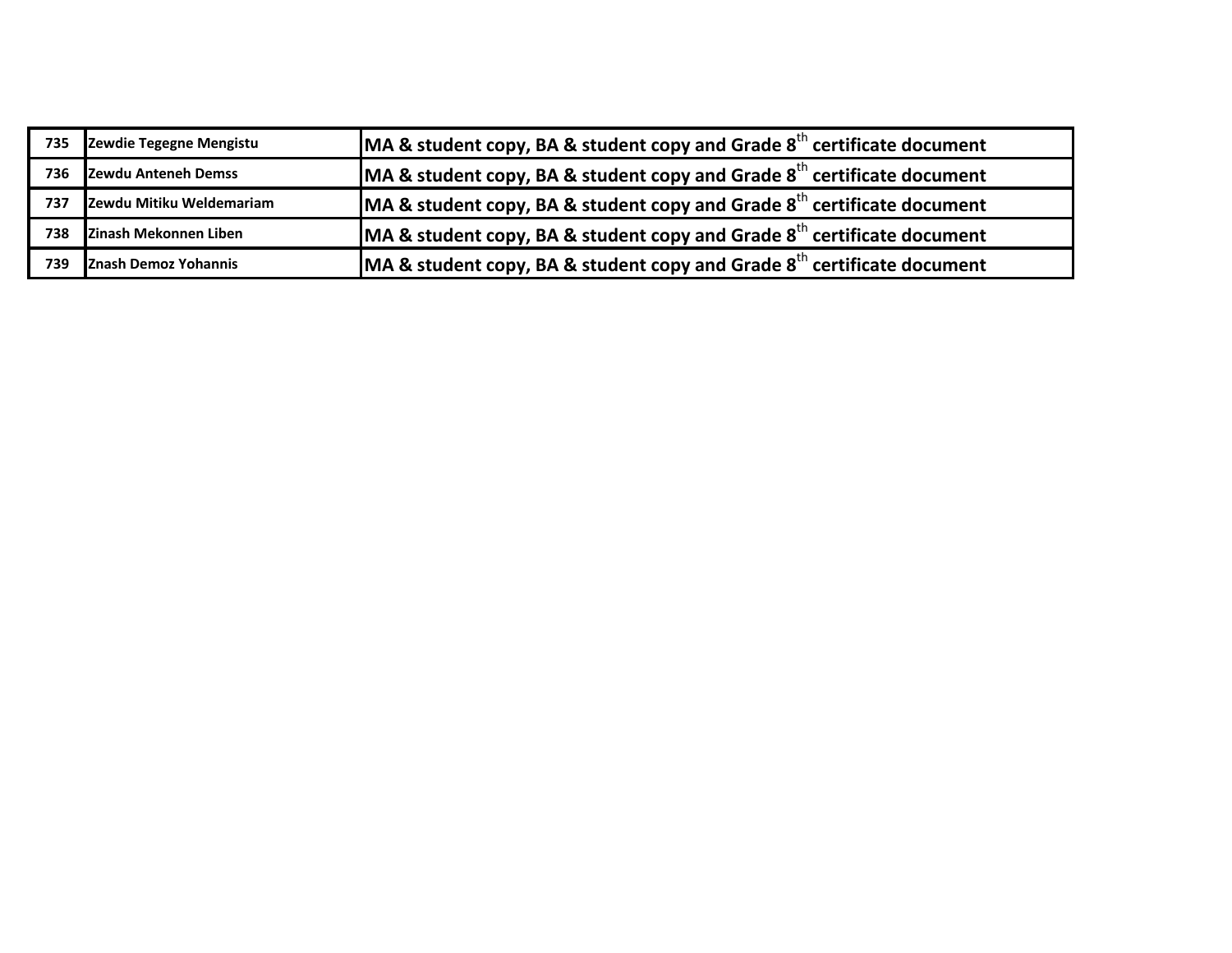| | | |
|---|---|---|
| 735 | Zewdie Tegegne Mengistu | MA & student copy, BA & student copy and Grade 8$^{th}$ certificate document |
| 736 | Zewdu Anteneh Demss | MA & student copy, BA & student copy and Grade 8$^{th}$ certificate document |
| 737 | Zewdu Mitiku Weldemariam | MA & student copy, BA & student copy and Grade 8$^{th}$ certificate document |
| 738 | Zinash Mekonnen Liben | MA & student copy, BA & student copy and Grade 8$^{th}$ certificate document |
| 739 | Znash Demoz Yohannis | MA & student copy, BA & student copy and Grade 8$^{th}$ certificate document |